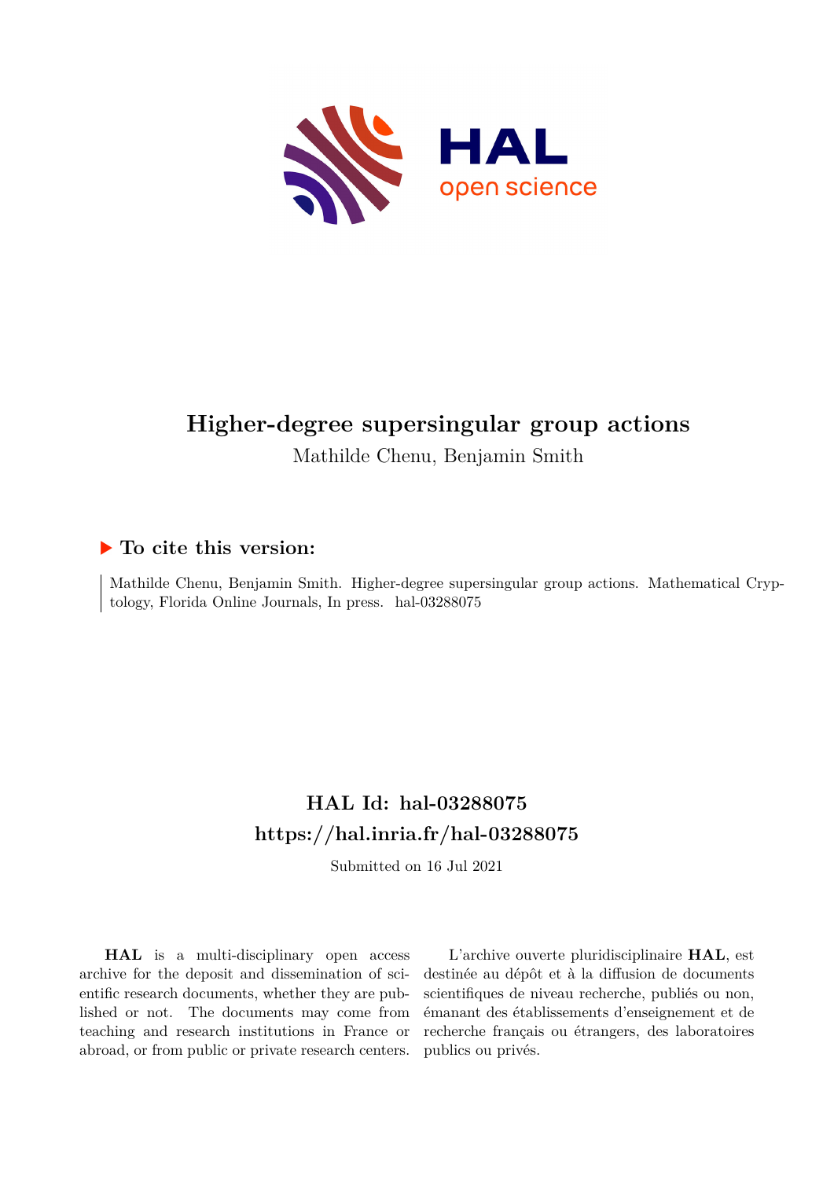# Higher-degree supersingular group actions

Mathilde Chenu, Benjamin Smith

## ▶ To cite this version:

Mathilde Chenu, Benjamin Smith. Higher-degree supersingular group actions. Mathematical Cryptology, Florida Online Journals, In press. hal-03288075

## HAL Id: hal-03288075
## https://hal.inria.fr/hal-03288075

Submitted on 16 Jul 2021

**HAL** is a multi-disciplinary open access archive for the deposit and dissemination of scientific research documents, whether they are published or not. The documents may come from teaching and research institutions in France or abroad, or from public or private research centers.

L'archive ouverte pluridisciplinaire **HAL**, est destinée au dépôt et à la diffusion de documents scientifiques de niveau recherche, publiés ou non, émanant des établissements d'enseignement et de recherche français ou étrangers, des laboratoires publics ou privés.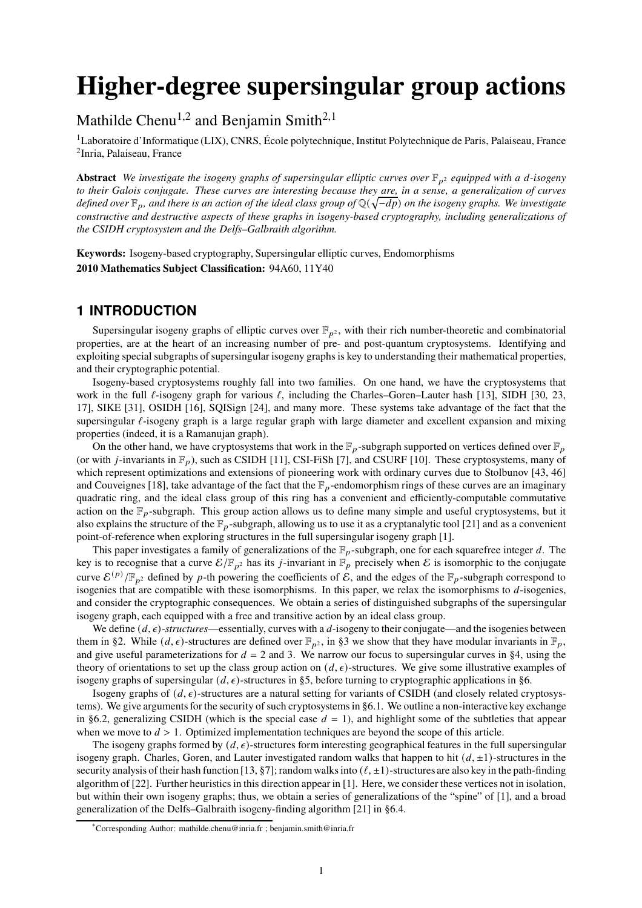# Higher-degree supersingular group actions

Mathilde Chenu[1,2] and Benjamin Smith[2,1]

[1]Laboratoire d'Informatique (LIX), CNRS, École polytechnique, Institut Polytechnique de Paris, Palaiseau, France
[2]Inria, Palaiseau, France

**Abstract** *We investigate the isogeny graphs of supersingular elliptic curves over $\mathbb{F}_{p^2}$ equipped with a $d$-isogeny to their Galois conjugate. These curves are interesting because they are, in a sense, a generalization of curves defined over $\mathbb{F}_p$, and there is an action of the ideal class group of $\mathbb{Q}(\sqrt{-dp})$ on the isogeny graphs. We investigate constructive and destructive aspects of these graphs in isogeny-based cryptography, including generalizations of the CSIDH cryptosystem and the Delfs–Galbraith algorithm.*

**Keywords:** Isogeny-based cryptography, Supersingular elliptic curves, Endomorphisms
**2010 Mathematics Subject Classification:** 94A60, 11Y40

## 1 INTRODUCTION

Supersingular isogeny graphs of elliptic curves over $\mathbb{F}_{p^2}$, with their rich number-theoretic and combinatorial properties, are at the heart of an increasing number of pre- and post-quantum cryptosystems. Identifying and exploiting special subgraphs of supersingular isogeny graphs is key to understanding their mathematical properties, and their cryptographic potential.

Isogeny-based cryptosystems roughly fall into two families. On one hand, we have the cryptosystems that work in the full $\ell$-isogeny graph for various $\ell$, including the Charles–Goren–Lauter hash [13], SIDH [30, 23, 17], SIKE [31], OSIDH [16], SQISign [24], and many more. These systems take advantage of the fact that the supersingular $\ell$-isogeny graph is a large regular graph with large diameter and excellent expansion and mixing properties (indeed, it is a Ramanujan graph).

On the other hand, we have cryptosystems that work in the $\mathbb{F}_p$-subgraph supported on vertices defined over $\mathbb{F}_p$ (or with $j$-invariants in $\mathbb{F}_p$), such as CSIDH [11], CSI-FiSh [7], and CSURF [10]. These cryptosystems, many of which represent optimizations and extensions of pioneering work with ordinary curves due to Stolbunov [43, 46] and Couveignes [18], take advantage of the fact that the $\mathbb{F}_p$-endomorphism rings of these curves are an imaginary quadratic ring, and the ideal class group of this ring has a convenient and efficiently-computable commutative action on the $\mathbb{F}_p$-subgraph. This group action allows us to define many simple and useful cryptosystems, but it also explains the structure of the $\mathbb{F}_p$-subgraph, allowing us to use it as a cryptanalytic tool [21] and as a convenient point-of-reference when exploring structures in the full supersingular isogeny graph [1].

This paper investigates a family of generalizations of the $\mathbb{F}_p$-subgraph, one for each squarefree integer $d$. The key is to recognise that a curve $\mathcal{E}/\mathbb{F}_{p^2}$ has its $j$-invariant in $\mathbb{F}_p$ precisely when $\mathcal{E}$ is isomorphic to the conjugate curve $\mathcal{E}^{(p)}/\mathbb{F}_{p^2}$ defined by $p$-th powering the coefficients of $\mathcal{E}$, and the edges of the $\mathbb{F}_p$-subgraph correspond to isogenies that are compatible with these isomorphisms. In this paper, we relax the isomorphisms to $d$-isogenies, and consider the cryptographic consequences. We obtain a series of distinguished subgraphs of the supersingular isogeny graph, each equipped with a free and transitive action by an ideal class group.

We define $(d, \epsilon)$-*structures*—essentially, curves with a $d$-isogeny to their conjugate—and the isogenies between them in §2. While $(d, \epsilon)$-structures are defined over $\mathbb{F}_{p^2}$, in §3 we show that they have modular invariants in $\mathbb{F}_p$, and give useful parameterizations for $d = 2$ and 3. We narrow our focus to supersingular curves in §4, using the theory of orientations to set up the class group action on $(d, \epsilon)$-structures. We give some illustrative examples of isogeny graphs of supersingular $(d, \epsilon)$-structures in §5, before turning to cryptographic applications in §6.

Isogeny graphs of $(d, \epsilon)$-structures are a natural setting for variants of CSIDH (and closely related cryptosystems). We give arguments for the security of such cryptosystems in §6.1. We outline a non-interactive key exchange in §6.2, generalizing CSIDH (which is the special case $d = 1$), and highlight some of the subtleties that appear when we move to $d > 1$. Optimized implementation techniques are beyond the scope of this article.

The isogeny graphs formed by $(d, \epsilon)$-structures form interesting geographical features in the full supersingular isogeny graph. Charles, Goren, and Lauter investigated random walks that happen to hit $(d, \pm1)$-structures in the security analysis of their hash function [13, §7]; random walks into $(\ell, \pm1)$-structures are also key in the path-finding algorithm of [22]. Further heuristics in this direction appear in [1]. Here, we consider these vertices not in isolation, but within their own isogeny graphs; thus, we obtain a series of generalizations of the "spine" of [1], and a broad generalization of the Delfs–Galbraith isogeny-finding algorithm [21] in §6.4.

*Corresponding Author: mathilde.chenu@inria.fr ; benjamin.smith@inria.fr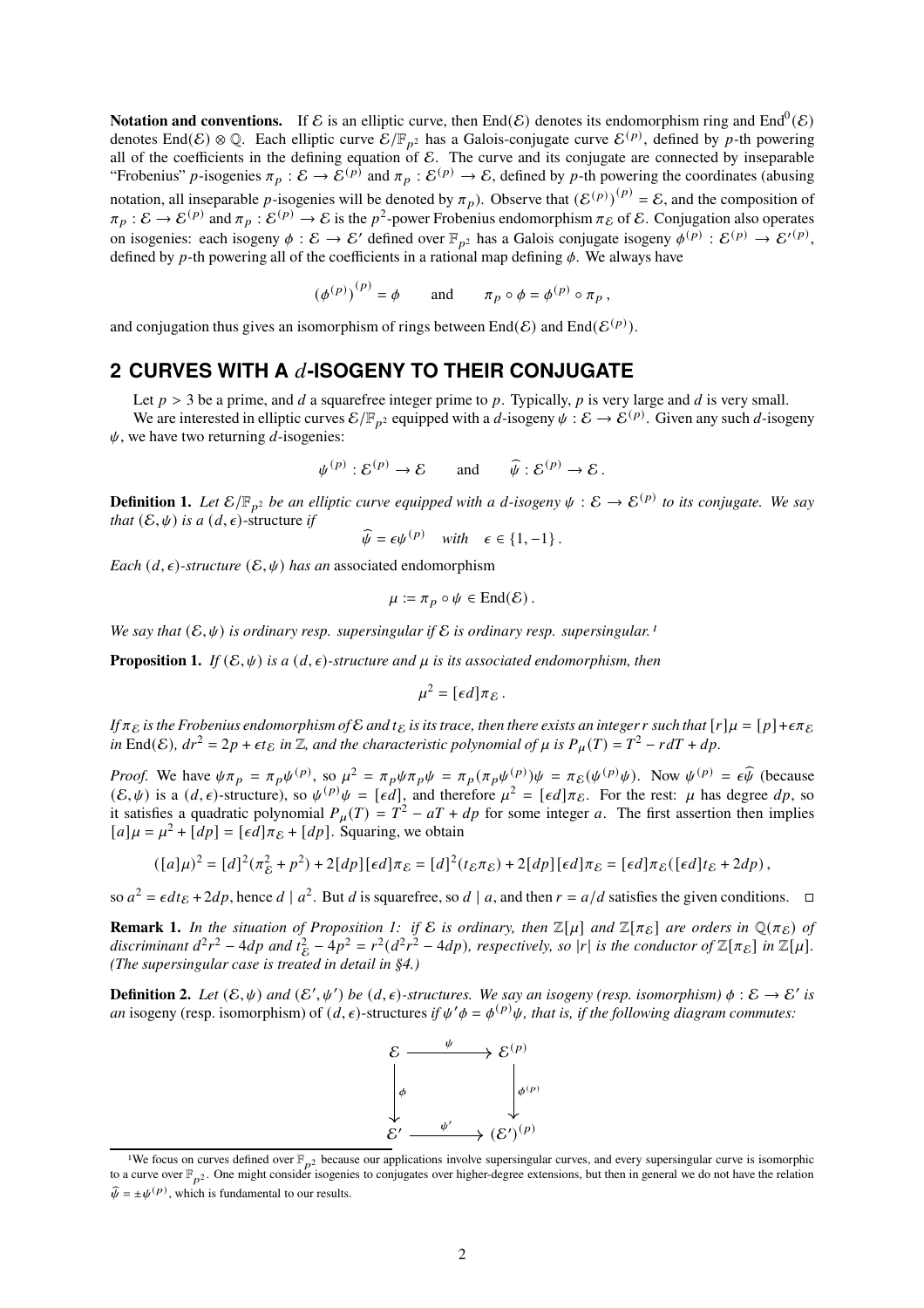**Notation and conventions.** If $\mathcal{E}$ is an elliptic curve, then $\operatorname{End}(\mathcal{E})$ denotes its endomorphism ring and $\operatorname{End}^0(\mathcal{E})$ denotes $\operatorname{End}(\mathcal{E}) \otimes \mathbb{Q}$. Each elliptic curve $\mathcal{E}/\mathbb{F}_{p^2}$ has a Galois-conjugate curve $\mathcal{E}^{(p)}$, defined by $p$-th powering all of the coefficients in the defining equation of $\mathcal{E}$. The curve and its conjugate are connected by inseparable "Frobenius" $p$-isogenies $\pi_p : \mathcal{E} \to \mathcal{E}^{(p)}$ and $\pi_p : \mathcal{E}^{(p)} \to \mathcal{E}$, defined by $p$-th powering the coordinates (abusing notation, all inseparable $p$-isogenies will be denoted by $\pi_p$). Observe that $(\mathcal{E}^{(p)})^{(p)} = \mathcal{E}$, and the composition of $\pi_p : \mathcal{E} \to \mathcal{E}^{(p)}$ and $\pi_p : \mathcal{E}^{(p)} \to \mathcal{E}$ is the $p^2$-power Frobenius endomorphism $\pi_\mathcal{E}$ of $\mathcal{E}$. Conjugation also operates on isogenies: each isogeny $\phi : \mathcal{E} \to \mathcal{E}'$ defined over $\mathbb{F}_{p^2}$ has a Galois conjugate isogeny $\phi^{(p)} : \mathcal{E}^{(p)} \to \mathcal{E}'^{(p)}$, defined by $p$-th powering all of the coefficients in a rational map defining $\phi$. We always have

$$(\phi^{(p)})^{(p)} = \phi \qquad \text{and} \qquad \pi_p \circ \phi = \phi^{(p)} \circ \pi_p\,,$$

and conjugation thus gives an isomorphism of rings between $\operatorname{End}(\mathcal{E})$ and $\operatorname{End}(\mathcal{E}^{(p)})$.

## 2 CURVES WITH A $d$-ISOGENY TO THEIR CONJUGATE

Let $p > 3$ be a prime, and $d$ a squarefree integer prime to $p$. Typically, $p$ is very large and $d$ is very small.

We are interested in elliptic curves $\mathcal{E}/\mathbb{F}_{p^2}$ equipped with a $d$-isogeny $\psi : \mathcal{E} \to \mathcal{E}^{(p)}$. Given any such $d$-isogeny $\psi$, we have two returning $d$-isogenies:

$$\psi^{(p)} : \mathcal{E}^{(p)} \to \mathcal{E} \qquad \text{and} \qquad \widehat{\psi} : \mathcal{E}^{(p)} \to \mathcal{E}\,.$$

**Definition 1.** *Let $\mathcal{E}/\mathbb{F}_{p^2}$ be an elliptic curve equipped with a $d$-isogeny $\psi : \mathcal{E} \to \mathcal{E}^{(p)}$ to its conjugate. We say that $(\mathcal{E}, \psi)$ is a* $(d, \epsilon)$-structure *if*

$$\widehat{\psi} = \epsilon\psi^{(p)} \quad \textit{with} \quad \epsilon \in \{1, -1\}\,.$$

*Each $(d, \epsilon)$-structure $(\mathcal{E}, \psi)$ has an* associated endomorphism

$$\mu := \pi_p \circ \psi \in \operatorname{End}(\mathcal{E})\,.$$

*We say that $(\mathcal{E}, \psi)$ is ordinary resp. supersingular if $\mathcal{E}$ is ordinary resp. supersingular.*[1]

**Proposition 1.** *If $(\mathcal{E}, \psi)$ is a $(d, \epsilon)$-structure and $\mu$ is its associated endomorphism, then*

$$\mu^2 = [\epsilon d]\pi_\mathcal{E}\,.$$

*If $\pi_\mathcal{E}$ is the Frobenius endomorphism of $\mathcal{E}$ and $t_\mathcal{E}$ is its trace, then there exists an integer $r$ such that $[r]\mu = [p] + \epsilon\pi_\mathcal{E}$ in $\operatorname{End}(\mathcal{E})$, $dr^2 = 2p + \epsilon t_\mathcal{E}$ in $\mathbb{Z}$, and the characteristic polynomial of $\mu$ is $P_\mu(T) = T^2 - rdT + dp$.*

*Proof.* We have $\psi\pi_p = \pi_p\psi^{(p)}$, so $\mu^2 = \pi_p\psi\pi_p\psi = \pi_p(\pi_p\psi^{(p)})\psi = \pi_\mathcal{E}(\psi^{(p)}\psi)$. Now $\psi^{(p)} = \epsilon\widehat{\psi}$ (because $(\mathcal{E}, \psi)$ is a $(d, \epsilon)$-structure), so $\psi^{(p)}\psi = [\epsilon d]$, and therefore $\mu^2 = [\epsilon d]\pi_\mathcal{E}$. For the rest: $\mu$ has degree $dp$, so it satisfies a quadratic polynomial $P_\mu(T) = T^2 - aT + dp$ for some integer $a$. The first assertion then implies $[a]\mu = \mu^2 + [dp] = [\epsilon d]\pi_\mathcal{E} + [dp]$. Squaring, we obtain

$$([a]\mu)^2 = [d]^2(\pi_\mathcal{E}^2 + p^2) + 2[dp][\epsilon d]\pi_\mathcal{E} = [d]^2(t_\mathcal{E}\pi_\mathcal{E}) + 2[dp][\epsilon d]\pi_\mathcal{E} = [\epsilon d]\pi_\mathcal{E}([\epsilon d]t_\mathcal{E} + 2dp)\,,$$

so $a^2 = \epsilon dt_\mathcal{E} + 2dp$, hence $d \mid a^2$. But $d$ is squarefree, so $d \mid a$, and then $r = a/d$ satisfies the given conditions. $\square$

**Remark 1.** *In the situation of Proposition 1: if $\mathcal{E}$ is ordinary, then $\mathbb{Z}[\mu]$ and $\mathbb{Z}[\pi_\mathcal{E}]$ are orders in $\mathbb{Q}(\pi_\mathcal{E})$ of discriminant $d^2r^2 - 4dp$ and $t_\mathcal{E}^2 - 4p^2 = r^2(d^2r^2 - 4dp)$, respectively, so $|r|$ is the conductor of $\mathbb{Z}[\pi_\mathcal{E}]$ in $\mathbb{Z}[\mu]$. (The supersingular case is treated in detail in §4.)*

**Definition 2.** *Let $(\mathcal{E}, \psi)$ and $(\mathcal{E}', \psi')$ be $(d, \epsilon)$-structures. We say an isogeny (resp. isomorphism) $\phi : \mathcal{E} \to \mathcal{E}'$ is an* isogeny *(resp.* isomorphism*) of $(d, \epsilon)$-structures if $\psi'\phi = \phi^{(p)}\psi$, that is, if the following diagram commutes:*

$$\begin{array}{ccc} \mathcal{E} & \xrightarrow{\ \psi\ } & \mathcal{E}^{(p)} \\ \big\downarrow{\scriptstyle \phi} & & \big\downarrow{\scriptstyle \phi^{(p)}} \\ \mathcal{E}' & \xrightarrow{\ \psi'\ } & (\mathcal{E}')^{(p)} \end{array}$$

[1] We focus on curves defined over $\mathbb{F}_{p^2}$ because our applications involve supersingular curves, and every supersingular curve is isomorphic to a curve over $\mathbb{F}_{p^2}$. One might consider isogenies to conjugates over higher-degree extensions, but then in general we do not have the relation $\widehat{\psi} = \pm\psi^{(p)}$, which is fundamental to our results.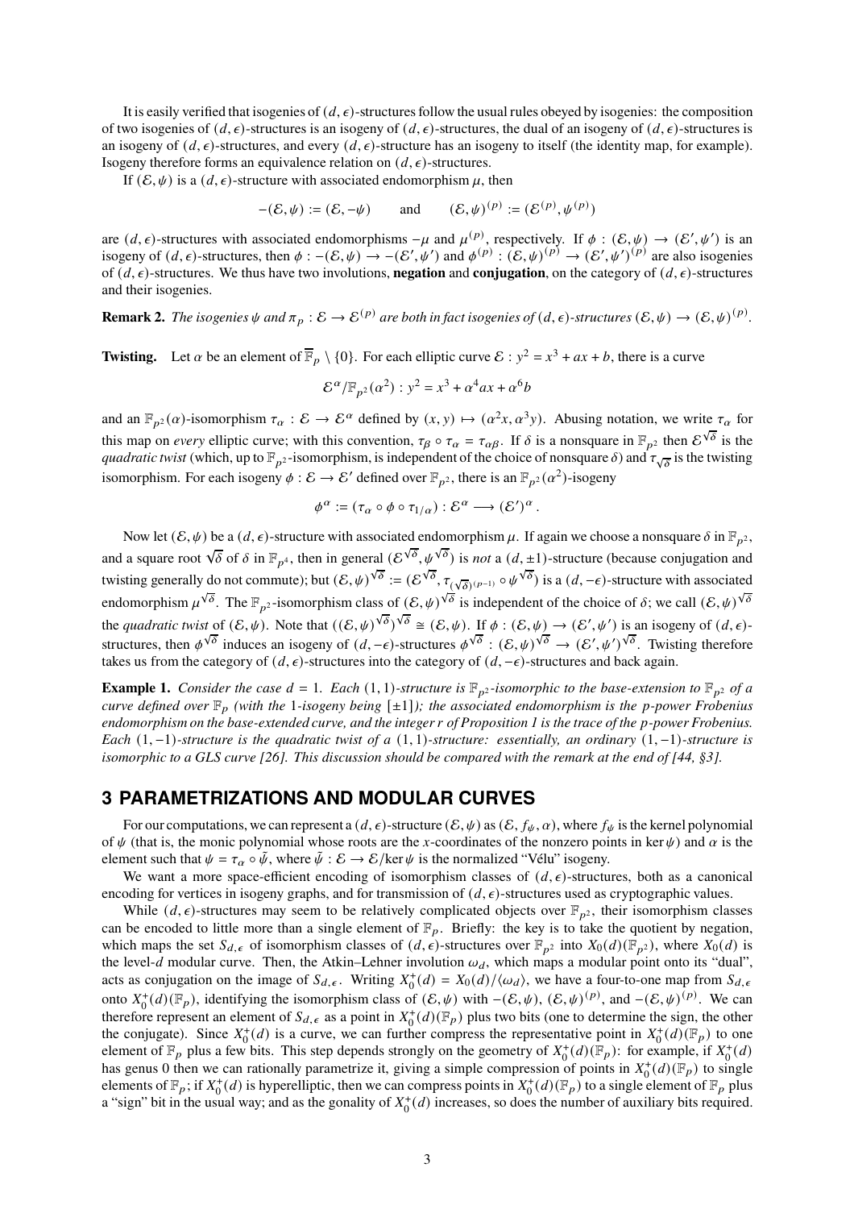It is easily verified that isogenies of $(d, \epsilon)$-structures follow the usual rules obeyed by isogenies: the composition of two isogenies of $(d, \epsilon)$-structures is an isogeny of $(d, \epsilon)$-structures, the dual of an isogeny of $(d, \epsilon)$-structures is an isogeny of $(d, \epsilon)$-structures, and every $(d, \epsilon)$-structure has an isogeny to itself (the identity map, for example). Isogeny therefore forms an equivalence relation on $(d, \epsilon)$-structures.

If $(\mathcal{E}, \psi)$ is a $(d, \epsilon)$-structure with associated endomorphism $\mu$, then

$$-(\mathcal{E}, \psi) := (\mathcal{E}, -\psi) \qquad \text{and} \qquad (\mathcal{E}, \psi)^{(p)} := (\mathcal{E}^{(p)}, \psi^{(p)})$$

are $(d, \epsilon)$-structures with associated endomorphisms $-\mu$ and $\mu^{(p)}$, respectively. If $\phi : (\mathcal{E}, \psi) \to (\mathcal{E}', \psi')$ is an isogeny of $(d, \epsilon)$-structures, then $\phi : -(\mathcal{E}, \psi) \to -(\mathcal{E}', \psi')$ and $\phi^{(p)} : (\mathcal{E}, \psi)^{(p)} \to (\mathcal{E}', \psi')^{(p)}$ are also isogenies of $(d, \epsilon)$-structures. We thus have two involutions, **negation** and **conjugation**, on the category of $(d, \epsilon)$-structures and their isogenies.

**Remark 2.** *The isogenies $\psi$ and $\pi_p : \mathcal{E} \to \mathcal{E}^{(p)}$ are both in fact isogenies of $(d, \epsilon)$-structures $(\mathcal{E}, \psi) \to (\mathcal{E}, \psi)^{(p)}$.*

**Twisting.** Let $\alpha$ be an element of $\overline{\mathbb{F}}_p \setminus \{0\}$. For each elliptic curve $\mathcal{E} : y^2 = x^3 + ax + b$, there is a curve

$$\mathcal{E}^{\alpha}/\mathbb{F}_{p^2}(\alpha^2) : y^2 = x^3 + \alpha^4 ax + \alpha^6 b$$

and an $\mathbb{F}_{p^2}(\alpha)$-isomorphism $\tau_\alpha : \mathcal{E} \to \mathcal{E}^\alpha$ defined by $(x, y) \mapsto (\alpha^2 x, \alpha^3 y)$. Abusing notation, we write $\tau_\alpha$ for this map on *every* elliptic curve; with this convention, $\tau_\beta \circ \tau_\alpha = \tau_{\alpha\beta}$. If $\delta$ is a nonsquare in $\mathbb{F}_{p^2}$ then $\mathcal{E}^{\sqrt{\delta}}$ is the *quadratic twist* (which, up to $\mathbb{F}_{p^2}$-isomorphism, is independent of the choice of nonsquare $\delta$) and $\tau_{\sqrt{\delta}}$ is the twisting isomorphism. For each isogeny $\phi : \mathcal{E} \to \mathcal{E}'$ defined over $\mathbb{F}_{p^2}$, there is an $\mathbb{F}_{p^2}(\alpha^2)$-isogeny

$$\phi^\alpha := (\tau_\alpha \circ \phi \circ \tau_{1/\alpha}) : \mathcal{E}^\alpha \longrightarrow (\mathcal{E}')^\alpha .$$

Now let $(\mathcal{E}, \psi)$ be a $(d, \epsilon)$-structure with associated endomorphism $\mu$. If again we choose a nonsquare $\delta$ in $\mathbb{F}_{p^2}$, and a square root $\sqrt{\delta}$ of $\delta$ in $\mathbb{F}_{p^4}$, then in general $(\mathcal{E}^{\sqrt{\delta}}, \psi^{\sqrt{\delta}})$ is *not* a $(d, \pm 1)$-structure (because conjugation and twisting generally do not commute); but $(\mathcal{E}, \psi)^{\sqrt{\delta}} := (\mathcal{E}^{\sqrt{\delta}}, \tau_{(\sqrt{\delta})^{(p-1)}} \circ \psi^{\sqrt{\delta}})$ is a $(d, -\epsilon)$-structure with associated endomorphism $\mu^{\sqrt{\delta}}$. The $\mathbb{F}_{p^2}$-isomorphism class of $(\mathcal{E}, \psi)^{\sqrt{\delta}}$ is independent of the choice of $\delta$; we call $(\mathcal{E}, \psi)^{\sqrt{\delta}}$ the *quadratic twist* of $(\mathcal{E}, \psi)$. Note that $((\mathcal{E}, \psi)^{\sqrt{\delta}})^{\sqrt{\delta}} \cong (\mathcal{E}, \psi)$. If $\phi : (\mathcal{E}, \psi) \to (\mathcal{E}', \psi')$ is an isogeny of $(d, \epsilon)$-structures, then $\phi^{\sqrt{\delta}}$ induces an isogeny of $(d, -\epsilon)$-structures $\phi^{\sqrt{\delta}} : (\mathcal{E}, \psi)^{\sqrt{\delta}} \to (\mathcal{E}', \psi')^{\sqrt{\delta}}$. Twisting therefore takes us from the category of $(d, \epsilon)$-structures into the category of $(d, -\epsilon)$-structures and back again.

**Example 1.** *Consider the case $d = 1$. Each $(1, 1)$-structure is $\mathbb{F}_{p^2}$-isomorphic to the base-extension to $\mathbb{F}_{p^2}$ of a curve defined over $\mathbb{F}_p$ (with the 1-isogeny being $[\pm 1]$); the associated endomorphism is the $p$-power Frobenius endomorphism on the base-extended curve, and the integer $r$ of Proposition 1 is the trace of the $p$-power Frobenius. Each $(1, -1)$-structure is the quadratic twist of a $(1, 1)$-structure: essentially, an ordinary $(1, -1)$-structure is isomorphic to a GLS curve [26]. This discussion should be compared with the remark at the end of [44, §3].*

## 3 PARAMETRIZATIONS AND MODULAR CURVES

For our computations, we can represent a $(d, \epsilon)$-structure $(\mathcal{E}, \psi)$ as $(\mathcal{E}, f_\psi, \alpha)$, where $f_\psi$ is the kernel polynomial of $\psi$ (that is, the monic polynomial whose roots are the $x$-coordinates of the nonzero points in $\ker \psi$) and $\alpha$ is the element such that $\psi = \tau_\alpha \circ \tilde{\psi}$, where $\tilde{\psi} : \mathcal{E} \to \mathcal{E}/\ker \psi$ is the normalized "Vélu" isogeny.

We want a more space-efficient encoding of isomorphism classes of $(d, \epsilon)$-structures, both as a canonical encoding for vertices in isogeny graphs, and for transmission of $(d, \epsilon)$-structures used as cryptographic values.

While $(d, \epsilon)$-structures may seem to be relatively complicated objects over $\mathbb{F}_{p^2}$, their isomorphism classes can be encoded to little more than a single element of $\mathbb{F}_p$. Briefly: the key is to take the quotient by negation, which maps the set $S_{d,\epsilon}$ of isomorphism classes of $(d, \epsilon)$-structures over $\mathbb{F}_{p^2}$ into $X_0(d)(\mathbb{F}_{p^2})$, where $X_0(d)$ is the level-$d$ modular curve. Then, the Atkin–Lehner involution $\omega_d$, which maps a modular point onto its "dual", acts as conjugation on the image of $S_{d,\epsilon}$. Writing $X_0^+(d) = X_0(d)/\langle \omega_d \rangle$, we have a four-to-one map from $S_{d,\epsilon}$ onto $X_0^+(d)(\mathbb{F}_p)$, identifying the isomorphism class of $(\mathcal{E}, \psi)$ with $-(\mathcal{E}, \psi)$, $(\mathcal{E}, \psi)^{(p)}$, and $-(\mathcal{E}, \psi)^{(p)}$. We can therefore represent an element of $S_{d,\epsilon}$ as a point in $X_0^+(d)(\mathbb{F}_p)$ plus two bits (one to determine the sign, the other the conjugate). Since $X_0^+(d)$ is a curve, we can further compress the representative point in $X_0^+(d)(\mathbb{F}_p)$ to one element of $\mathbb{F}_p$ plus a few bits. This step depends strongly on the geometry of $X_0^+(d)(\mathbb{F}_p)$: for example, if $X_0^+(d)$ has genus 0 then we can rationally parametrize it, giving a simple compression of points in $X_0^+(d)(\mathbb{F}_p)$ to single elements of $\mathbb{F}_p$; if $X_0^+(d)$ is hyperelliptic, then we can compress points in $X_0^+(d)(\mathbb{F}_p)$ to a single element of $\mathbb{F}_p$ plus a "sign" bit in the usual way; and as the gonality of $X_0^+(d)$ increases, so does the number of auxiliary bits required.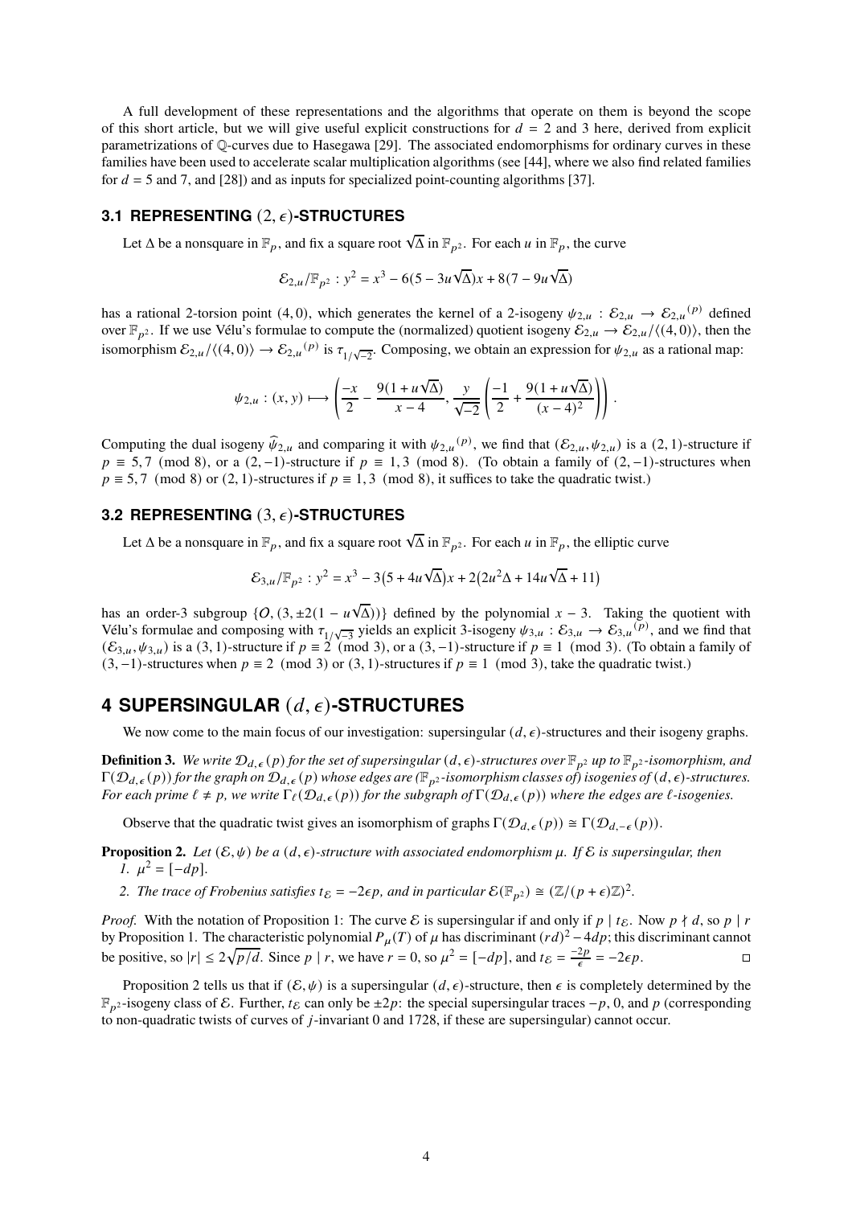A full development of these representations and the algorithms that operate on them is beyond the scope of this short article, but we will give useful explicit constructions for $d = 2$ and 3 here, derived from explicit parametrizations of $\mathbb{Q}$-curves due to Hasegawa [29]. The associated endomorphisms for ordinary curves in these families have been used to accelerate scalar multiplication algorithms (see [44], where we also find related families for $d = 5$ and 7, and [28]) and as inputs for specialized point-counting algorithms [37].

### 3.1 REPRESENTING $(2, \epsilon)$-STRUCTURES

Let $\Delta$ be a nonsquare in $\mathbb{F}_p$, and fix a square root $\sqrt{\Delta}$ in $\mathbb{F}_{p^2}$. For each $u$ in $\mathbb{F}_p$, the curve

$$\mathcal{E}_{2,u}/\mathbb{F}_{p^2} : y^2 = x^3 - 6(5 - 3u\sqrt{\Delta})x + 8(7 - 9u\sqrt{\Delta})$$

has a rational 2-torsion point $(4, 0)$, which generates the kernel of a 2-isogeny $\psi_{2,u} : \mathcal{E}_{2,u} \to \mathcal{E}_{2,u}{}^{(p)}$ defined over $\mathbb{F}_{p^2}$. If we use Vélu's formulae to compute the (normalized) quotient isogeny $\mathcal{E}_{2,u} \to \mathcal{E}_{2,u}/\langle(4, 0)\rangle$, then the isomorphism $\mathcal{E}_{2,u}/\langle(4, 0)\rangle \to \mathcal{E}_{2,u}{}^{(p)}$ is $\tau_{1/\sqrt{-2}}$. Composing, we obtain an expression for $\psi_{2,u}$ as a rational map:

$$\psi_{2,u} : (x, y) \longmapsto \left( \frac{-x}{2} - \frac{9(1 + u\sqrt{\Delta})}{x - 4}, \frac{y}{\sqrt{-2}} \left( \frac{-1}{2} + \frac{9(1 + u\sqrt{\Delta})}{(x - 4)^2} \right) \right).$$

Computing the dual isogeny $\widehat{\psi}_{2,u}$ and comparing it with $\psi_{2,u}{}^{(p)}$, we find that $(\mathcal{E}_{2,u}, \psi_{2,u})$ is a $(2, 1)$-structure if $p \equiv 5, 7 \pmod 8$, or a $(2, -1)$-structure if $p \equiv 1, 3 \pmod 8$. (To obtain a family of $(2, -1)$-structures when $p \equiv 5, 7 \pmod 8$ or $(2, 1)$-structures if $p \equiv 1, 3 \pmod 8$, it suffices to take the quadratic twist.)

### 3.2 REPRESENTING $(3, \epsilon)$-STRUCTURES

Let $\Delta$ be a nonsquare in $\mathbb{F}_p$, and fix a square root $\sqrt{\Delta}$ in $\mathbb{F}_{p^2}$. For each $u$ in $\mathbb{F}_p$, the elliptic curve

$$\mathcal{E}_{3,u}/\mathbb{F}_{p^2} : y^2 = x^3 - 3\big(5 + 4u\sqrt{\Delta}\big)x + 2\big(2u^2\Delta + 14u\sqrt{\Delta} + 11\big)$$

has an order-3 subgroup $\{\mathcal{O}, (3, \pm 2(1 - u\sqrt{\Delta}))\}$ defined by the polynomial $x - 3$. Taking the quotient with Vélu's formulae and composing with $\tau_{1/\sqrt{-3}}$ yields an explicit 3-isogeny $\psi_{3,u} : \mathcal{E}_{3,u} \to \mathcal{E}_{3,u}{}^{(p)}$, and we find that $(\mathcal{E}_{3,u}, \psi_{3,u})$ is a $(3, 1)$-structure if $p \equiv 2 \pmod 3$, or a $(3, -1)$-structure if $p \equiv 1 \pmod 3$. (To obtain a family of $(3, -1)$-structures when $p \equiv 2 \pmod 3$ or $(3, 1)$-structures if $p \equiv 1 \pmod 3$, take the quadratic twist.)

## 4 SUPERSINGULAR $(d, \epsilon)$-STRUCTURES

We now come to the main focus of our investigation: supersingular $(d, \epsilon)$-structures and their isogeny graphs.

**Definition 3.** *We write $\mathcal{D}_{d,\epsilon}(p)$ for the set of supersingular $(d, \epsilon)$-structures over $\mathbb{F}_{p^2}$ up to $\mathbb{F}_{p^2}$-isomorphism, and $\Gamma(\mathcal{D}_{d,\epsilon}(p))$ for the graph on $\mathcal{D}_{d,\epsilon}(p)$ whose edges are ($\mathbb{F}_{p^2}$-isomorphism classes of) isogenies of $(d, \epsilon)$-structures. For each prime $\ell \neq p$, we write $\Gamma_\ell(\mathcal{D}_{d,\epsilon}(p))$ for the subgraph of $\Gamma(\mathcal{D}_{d,\epsilon}(p))$ where the edges are $\ell$-isogenies.*

Observe that the quadratic twist gives an isomorphism of graphs $\Gamma(\mathcal{D}_{d,\epsilon}(p)) \cong \Gamma(\mathcal{D}_{d,-\epsilon}(p))$.

**Proposition 2.** *Let $(\mathcal{E}, \psi)$ be a $(d, \epsilon)$-structure with associated endomorphism $\mu$. If $\mathcal{E}$ is supersingular, then*

1. *$\mu^2 = [-dp]$.*
2. *The trace of Frobenius satisfies $t_\mathcal{E} = -2\epsilon p$, and in particular $\mathcal{E}(\mathbb{F}_{p^2}) \cong (\mathbb{Z}/(p + \epsilon)\mathbb{Z})^2$.*

*Proof.* With the notation of Proposition 1: The curve $\mathcal{E}$ is supersingular if and only if $p \mid t_\mathcal{E}$. Now $p \nmid d$, so $p \mid r$ by Proposition 1. The characteristic polynomial $P_\mu(T)$ of $\mu$ has discriminant $(rd)^2 - 4dp$; this discriminant cannot be positive, so $|r| \leq 2\sqrt{p/d}$. Since $p \mid r$, we have $r = 0$, so $\mu^2 = [-dp]$, and $t_\mathcal{E} = \frac{-2p}{\epsilon} = -2\epsilon p$. □

Proposition 2 tells us that if $(\mathcal{E}, \psi)$ is a supersingular $(d, \epsilon)$-structure, then $\epsilon$ is completely determined by the $\mathbb{F}_{p^2}$-isogeny class of $\mathcal{E}$. Further, $t_\mathcal{E}$ can only be $\pm 2p$: the special supersingular traces $-p$, 0, and $p$ (corresponding to non-quadratic twists of curves of $j$-invariant 0 and 1728, if these are supersingular) cannot occur.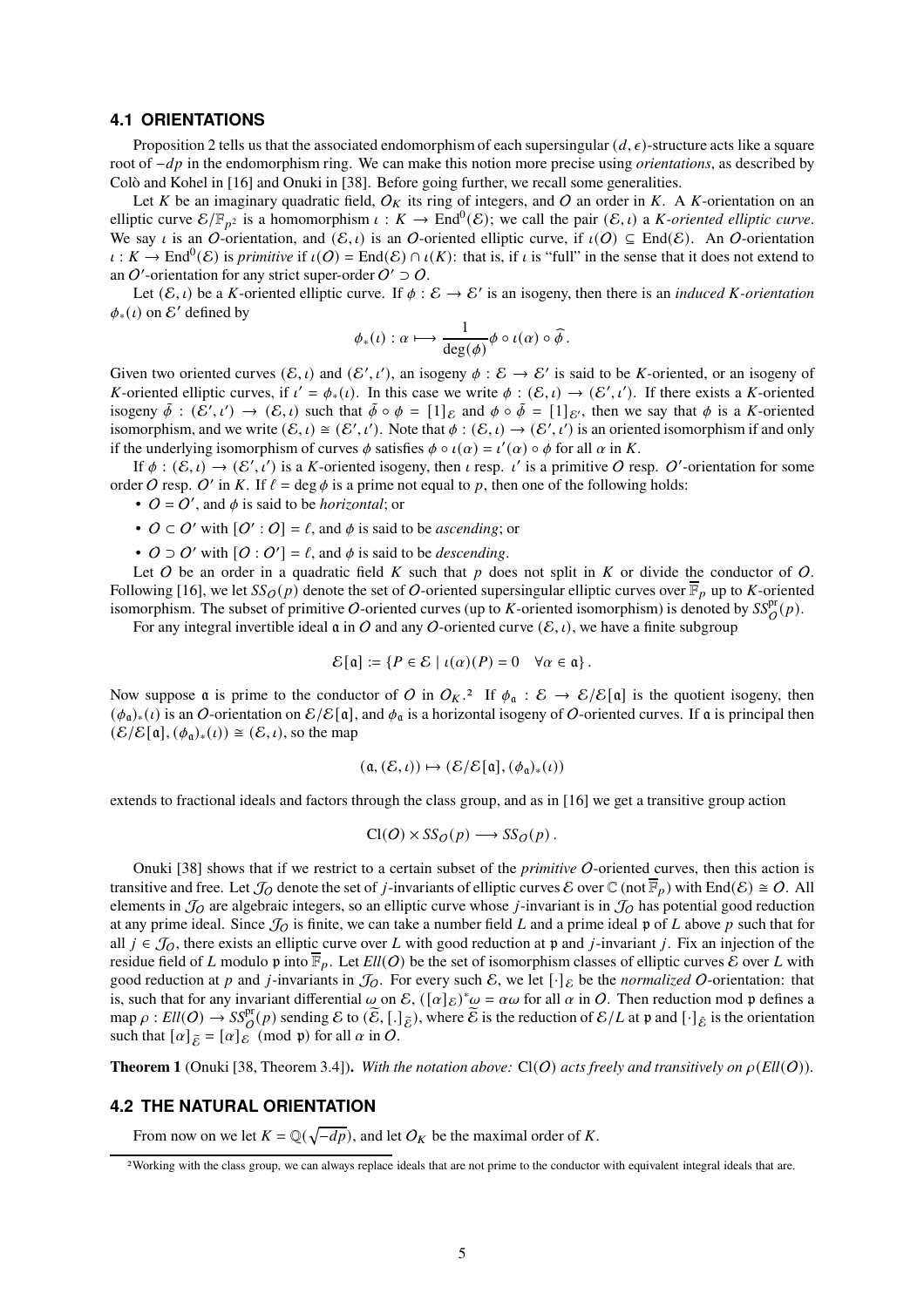### 4.1 ORIENTATIONS

Proposition 2 tells us that the associated endomorphism of each supersingular $(d, \epsilon)$-structure acts like a square root of $-dp$ in the endomorphism ring. We can make this notion more precise using *orientations*, as described by Colò and Kohel in [16] and Onuki in [38]. Before going further, we recall some generalities.

Let $K$ be an imaginary quadratic field, $O_K$ its ring of integers, and $O$ an order in $K$. A $K$-orientation on an elliptic curve $\mathcal{E}/\mathbb{F}_{p^2}$ is a homomorphism $\iota : K \to \mathrm{End}^0(\mathcal{E})$; we call the pair $(\mathcal{E}, \iota)$ a *K-oriented elliptic curve*. We say $\iota$ is an $O$-orientation, and $(\mathcal{E}, \iota)$ is an $O$-oriented elliptic curve, if $\iota(O) \subseteq \mathrm{End}(\mathcal{E})$. An $O$-orientation $\iota : K \to \mathrm{End}^0(\mathcal{E})$ is *primitive* if $\iota(O) = \mathrm{End}(\mathcal{E}) \cap \iota(K)$: that is, if $\iota$ is "full" in the sense that it does not extend to an $O'$-orientation for any strict super-order $O' \supset O$.

Let $(\mathcal{E}, \iota)$ be a $K$-oriented elliptic curve. If $\phi : \mathcal{E} \to \mathcal{E}'$ is an isogeny, then there is an *induced K-orientation* $\phi_*(\iota)$ on $\mathcal{E}'$ defined by

$$\phi_*(\iota) : \alpha \longmapsto \frac{1}{\deg(\phi)} \phi \circ \iota(\alpha) \circ \widehat{\phi} \, .$$

Given two oriented curves $(\mathcal{E}, \iota)$ and $(\mathcal{E}', \iota')$, an isogeny $\phi : \mathcal{E} \to \mathcal{E}'$ is said to be $K$-oriented, or an isogeny of $K$-oriented elliptic curves, if $\iota' = \phi_*(\iota)$. In this case we write $\phi : (\mathcal{E}, \iota) \to (\mathcal{E}', \iota')$. If there exists a $K$-oriented isogeny $\tilde{\phi} : (\mathcal{E}', \iota') \to (\mathcal{E}, \iota)$ such that $\tilde{\phi} \circ \phi = [1]_{\mathcal{E}}$ and $\phi \circ \tilde{\phi} = [1]_{\mathcal{E}'}$, then we say that $\phi$ is a $K$-oriented isomorphism, and we write $(\mathcal{E}, \iota) \cong (\mathcal{E}', \iota')$. Note that $\phi : (\mathcal{E}, \iota) \to (\mathcal{E}', \iota')$ is an oriented isomorphism if and only if the underlying isomorphism of curves $\phi$ satisfies $\phi \circ \iota(\alpha) = \iota'(\alpha) \circ \phi$ for all $\alpha$ in $K$.

If $\phi : (\mathcal{E}, \iota) \to (\mathcal{E}', \iota')$ is a $K$-oriented isogeny, then $\iota$ resp. $\iota'$ is a primitive $O$ resp. $O'$-orientation for some order $O$ resp. $O'$ in $K$. If $\ell = \deg \phi$ is a prime not equal to $p$, then one of the following holds:

- $O = O'$, and $\phi$ is said to be *horizontal*; or
- $O \subset O'$ with $[O' : O] = \ell$, and $\phi$ is said to be *ascending*; or
- $O \supset O'$ with $[O : O'] = \ell$, and $\phi$ is said to be *descending*.

Let $O$ be an order in a quadratic field $K$ such that $p$ does not split in $K$ or divide the conductor of $O$. Following [16], we let $SS_O(p)$ denote the set of $O$-oriented supersingular elliptic curves over $\overline{\mathbb{F}}_p$ up to $K$-oriented isomorphism. The subset of primitive $O$-oriented curves (up to $K$-oriented isomorphism) is denoted by $SS_O^{\mathrm{pr}}(p)$.

For any integral invertible ideal $\mathfrak{a}$ in $O$ and any $O$-oriented curve $(\mathcal{E}, \iota)$, we have a finite subgroup

$$\mathcal{E}[\mathfrak{a}] := \{P \in \mathcal{E} \mid \iota(\alpha)(P) = 0 \quad \forall \alpha \in \mathfrak{a}\} \, .$$

Now suppose $\mathfrak{a}$ is prime to the conductor of $O$ in $O_K$.[2] If $\phi_{\mathfrak{a}} : \mathcal{E} \to \mathcal{E}/\mathcal{E}[\mathfrak{a}]$ is the quotient isogeny, then $(\phi_{\mathfrak{a}})_*(\iota)$ is an $O$-orientation on $\mathcal{E}/\mathcal{E}[\mathfrak{a}]$, and $\phi_{\mathfrak{a}}$ is a horizontal isogeny of $O$-oriented curves. If $\mathfrak{a}$ is principal then $(\mathcal{E}/\mathcal{E}[\mathfrak{a}], (\phi_{\mathfrak{a}})_*(\iota)) \cong (\mathcal{E}, \iota)$, so the map

$$(\mathfrak{a}, (\mathcal{E}, \iota)) \mapsto (\mathcal{E}/\mathcal{E}[\mathfrak{a}], (\phi_{\mathfrak{a}})_*(\iota))$$

extends to fractional ideals and factors through the class group, and as in [16] we get a transitive group action

$$\mathrm{Cl}(O) \times SS_O(p) \longrightarrow SS_O(p) \, .$$

Onuki [38] shows that if we restrict to a certain subset of the *primitive* $O$-oriented curves, then this action is transitive and free. Let $\mathcal{J}_O$ denote the set of $j$-invariants of elliptic curves $\mathcal{E}$ over $\mathbb{C}$ (not $\overline{\mathbb{F}}_p$) with $\mathrm{End}(\mathcal{E}) \cong O$. All elements in $\mathcal{J}_O$ are algebraic integers, so an elliptic curve whose $j$-invariant is in $\mathcal{J}_O$ has potential good reduction at any prime ideal. Since $\mathcal{J}_O$ is finite, we can take a number field $L$ and a prime ideal $\mathfrak{p}$ of $L$ above $p$ such that for all $j \in \mathcal{J}_O$, there exists an elliptic curve over $L$ with good reduction at $\mathfrak{p}$ and $j$-invariant $j$. Fix an injection of the residue field of $L$ modulo $\mathfrak{p}$ into $\overline{\mathbb{F}}_p$. Let $Ell(O)$ be the set of isomorphism classes of elliptic curves $\mathcal{E}$ over $L$ with good reduction at $p$ and $j$-invariants in $\mathcal{J}_O$. For every such $\mathcal{E}$, we let $[\cdot]_{\mathcal{E}}$ be the *normalized* $O$-orientation: that is, such that for any invariant differential $\omega$ on $\mathcal{E}$, $([\alpha]_{\mathcal{E}})^*\omega = \alpha\omega$ for all $\alpha$ in $O$. Then reduction mod $\mathfrak{p}$ defines a map $\rho : Ell(O) \to SS_O^{\mathrm{pr}}(p)$ sending $\mathcal{E}$ to $(\widetilde{\mathcal{E}}, [.]_{\widetilde{\mathcal{E}}})$, where $\widetilde{\mathcal{E}}$ is the reduction of $\mathcal{E}/L$ at $\mathfrak{p}$ and $[\cdot]_{\tilde{\mathcal{E}}}$ is the orientation such that $[\alpha]_{\widetilde{\mathcal{E}}} = [\alpha]_{\mathcal{E}} \pmod{\mathfrak{p}}$ for all $\alpha$ in $O$.

**Theorem 1** (Onuki [38, Theorem 3.4]). *With the notation above:* $\mathrm{Cl}(O)$ *acts freely and transitively on* $\rho(Ell(O))$.

### 4.2 THE NATURAL ORIENTATION

From now on we let $K = \mathbb{Q}(\sqrt{-dp})$, and let $O_K$ be the maximal order of $K$.

---

[2] Working with the class group, we can always replace ideals that are not prime to the conductor with equivalent integral ideals that are.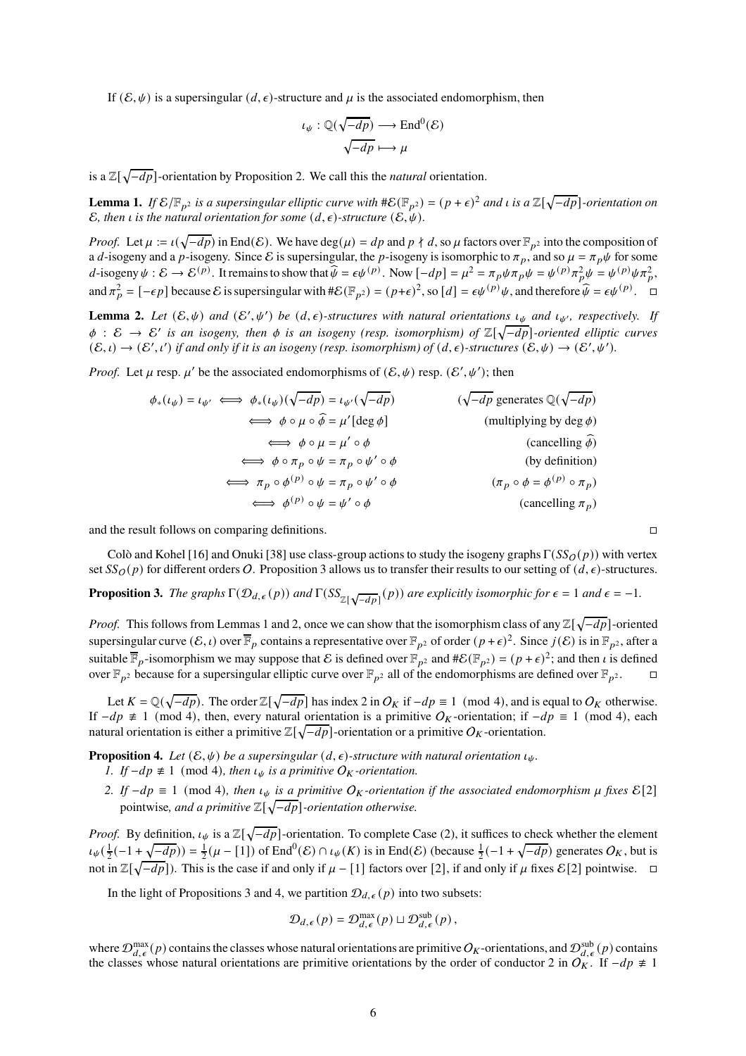If $(\mathcal{E}, \psi)$ is a supersingular $(d, \epsilon)$-structure and $\mu$ is the associated endomorphism, then

$$\begin{aligned} \iota_\psi : \mathbb{Q}(\sqrt{-dp}) &\longrightarrow \mathrm{End}^0(\mathcal{E}) \\ \sqrt{-dp} &\longmapsto \mu \end{aligned}$$

is a $\mathbb{Z}[\sqrt{-dp}]$-orientation by Proposition 2. We call this the *natural* orientation.

**Lemma 1.** *If $\mathcal{E}/\mathbb{F}_{p^2}$ is a supersingular elliptic curve with $\#\mathcal{E}(\mathbb{F}_{p^2}) = (p+\epsilon)^2$ and $\iota$ is a $\mathbb{Z}[\sqrt{-dp}]$-orientation on $\mathcal{E}$, then $\iota$ is the natural orientation for some $(d, \epsilon)$-structure $(\mathcal{E}, \psi)$.*

*Proof.* Let $\mu := \iota(\sqrt{-dp})$ in $\mathrm{End}(\mathcal{E})$. We have $\deg(\mu) = dp$ and $p \nmid d$, so $\mu$ factors over $\mathbb{F}_{p^2}$ into the composition of a $d$-isogeny and a $p$-isogeny. Since $\mathcal{E}$ is supersingular, the $p$-isogeny is isomorphic to $\pi_p$, and so $\mu = \pi_p \psi$ for some $d$-isogeny $\psi : \mathcal{E} \to \mathcal{E}^{(p)}$. It remains to show that $\widehat{\psi} = \epsilon\psi^{(p)}$. Now $[-dp] = \mu^2 = \pi_p\psi\pi_p\psi = \psi^{(p)}\pi_p^2\psi = \psi^{(p)}\psi\pi_p^2$, and $\pi_p^2 = [-\epsilon p]$ because $\mathcal{E}$ is supersingular with $\#\mathcal{E}(\mathbb{F}_{p^2}) = (p+\epsilon)^2$, so $[d] = \epsilon\psi^{(p)}\psi$, and therefore $\widehat{\psi} = \epsilon\psi^{(p)}$. □

**Lemma 2.** *Let $(\mathcal{E}, \psi)$ and $(\mathcal{E}', \psi')$ be $(d, \epsilon)$-structures with natural orientations $\iota_\psi$ and $\iota_{\psi'}$, respectively. If $\phi : \mathcal{E} \to \mathcal{E}'$ is an isogeny, then $\phi$ is an isogeny (resp. isomorphism) of $\mathbb{Z}[\sqrt{-dp}]$-oriented elliptic curves $(\mathcal{E}, \iota) \to (\mathcal{E}', \iota')$ if and only if it is an isogeny (resp. isomorphism) of $(d, \epsilon)$-structures $(\mathcal{E}, \psi) \to (\mathcal{E}', \psi')$.*

*Proof.* Let $\mu$ resp. $\mu'$ be the associated endomorphisms of $(\mathcal{E}, \psi)$ resp. $(\mathcal{E}', \psi')$; then

$$\begin{aligned}
\phi_*(\iota_\psi) = \iota_{\psi'} &\iff \phi_*(\iota_\psi)(\sqrt{-dp}) = \iota_{\psi'}(\sqrt{-dp}) && (\sqrt{-dp} \text{ generates } \mathbb{Q}(\sqrt{-dp})) \\
&\iff \phi \circ \mu \circ \widehat{\phi} = \mu'[\deg \phi] && (\text{multiplying by } \deg \phi) \\
&\iff \phi \circ \mu = \mu' \circ \phi && (\text{cancelling } \widehat{\phi}) \\
&\iff \phi \circ \pi_p \circ \psi = \pi_p \circ \psi' \circ \phi && (\text{by definition}) \\
&\iff \pi_p \circ \phi^{(p)} \circ \psi = \pi_p \circ \psi' \circ \phi && (\pi_p \circ \phi = \phi^{(p)} \circ \pi_p) \\
&\iff \phi^{(p)} \circ \psi = \psi' \circ \phi && (\text{cancelling } \pi_p)
\end{aligned}$$

and the result follows on comparing definitions. □

Colò and Kohel [16] and Onuki [38] use class-group actions to study the isogeny graphs $\Gamma(SS_{\mathcal{O}}(p))$ with vertex set $SS_{\mathcal{O}}(p)$ for different orders $\mathcal{O}$. Proposition 3 allows us to transfer their results to our setting of $(d, \epsilon)$-structures.

**Proposition 3.** *The graphs $\Gamma(\mathcal{D}_{d,\epsilon}(p))$ and $\Gamma(SS_{\mathbb{Z}[\sqrt{-dp}]}(p))$ are explicitly isomorphic for $\epsilon = 1$ and $\epsilon = -1$.*

*Proof.* This follows from Lemmas 1 and 2, once we can show that the isomorphism class of any $\mathbb{Z}[\sqrt{-dp}]$-oriented supersingular curve $(\mathcal{E}, \iota)$ over $\overline{\mathbb{F}}_p$ contains a representative over $\mathbb{F}_{p^2}$ of order $(p+\epsilon)^2$. Since $j(\mathcal{E})$ is in $\mathbb{F}_{p^2}$, after a suitable $\overline{\mathbb{F}}_p$-isomorphism we may suppose that $\mathcal{E}$ is defined over $\mathbb{F}_{p^2}$ and $\#\mathcal{E}(\mathbb{F}_{p^2}) = (p+\epsilon)^2$; and then $\iota$ is defined over $\mathbb{F}_{p^2}$ because for a supersingular elliptic curve over $\mathbb{F}_{p^2}$ all of the endomorphisms are defined over $\mathbb{F}_{p^2}$. □

Let $K = \mathbb{Q}(\sqrt{-dp})$. The order $\mathbb{Z}[\sqrt{-dp}]$ has index 2 in $\mathcal{O}_K$ if $-dp \equiv 1 \pmod 4$, and is equal to $\mathcal{O}_K$ otherwise. If $-dp \not\equiv 1 \pmod 4$, then, every natural orientation is a primitive $\mathcal{O}_K$-orientation; if $-dp \equiv 1 \pmod 4$, each natural orientation is either a primitive $\mathbb{Z}[\sqrt{-dp}]$-orientation or a primitive $\mathcal{O}_K$-orientation.

**Proposition 4.** *Let $(\mathcal{E}, \psi)$ be a supersingular $(d, \epsilon)$-structure with natural orientation $\iota_\psi$.*

1. *If $-dp \not\equiv 1 \pmod 4$, then $\iota_\psi$ is a primitive $\mathcal{O}_K$-orientation.*
2. *If $-dp \equiv 1 \pmod 4$, then $\iota_\psi$ is a primitive $\mathcal{O}_K$-orientation if the associated endomorphism $\mu$ fixes $\mathcal{E}[2]$ pointwise, and a primitive $\mathbb{Z}[\sqrt{-dp}]$-orientation otherwise.*

*Proof.* By definition, $\iota_\psi$ is a $\mathbb{Z}[\sqrt{-dp}]$-orientation. To complete Case (2), it suffices to check whether the element $\iota_\psi(\frac{1}{2}(-1+\sqrt{-dp})) = \frac{1}{2}(\mu - [1])$ of $\mathrm{End}^0(\mathcal{E}) \cap \iota_\psi(K)$ is in $\mathrm{End}(\mathcal{E})$ (because $\frac{1}{2}(-1+\sqrt{-dp})$ generates $\mathcal{O}_K$, but is not in $\mathbb{Z}[\sqrt{-dp}]$). This is the case if and only if $\mu - [1]$ factors over $[2]$, if and only if $\mu$ fixes $\mathcal{E}[2]$ pointwise. □

In the light of Propositions 3 and 4, we partition $\mathcal{D}_{d,\epsilon}(p)$ into two subsets:

$$\mathcal{D}_{d,\epsilon}(p) = \mathcal{D}_{d,\epsilon}^{\max}(p) \sqcup \mathcal{D}_{d,\epsilon}^{\mathrm{sub}}(p),$$

where $\mathcal{D}_{d,\epsilon}^{\max}(p)$ contains the classes whose natural orientations are primitive $\mathcal{O}_K$-orientations, and $\mathcal{D}_{d,\epsilon}^{\mathrm{sub}}(p)$ contains the classes whose natural orientations are primitive orientations by the order of conductor 2 in $\mathcal{O}_K$. If $-dp \not\equiv 1$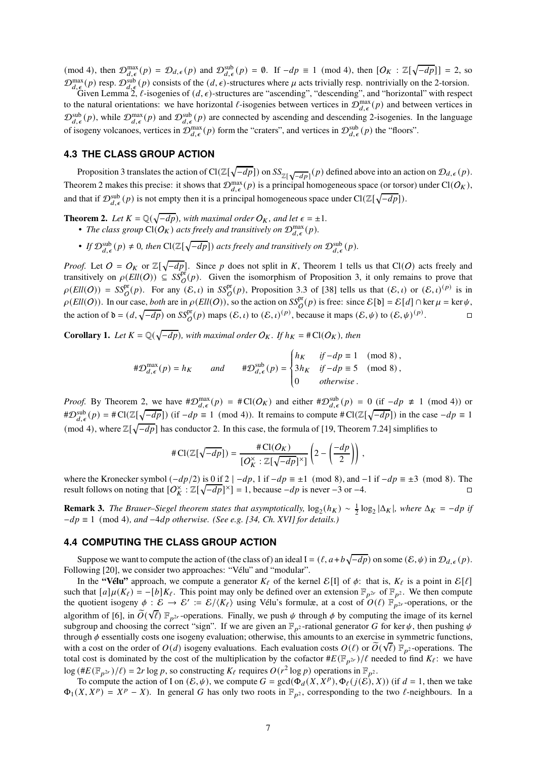(mod 4), then $\mathcal{D}^{\max}_{d,\epsilon}(p) = \mathcal{D}_{d,\epsilon}(p)$ and $\mathcal{D}^{\text{sub}}_{d,\epsilon}(p) = \emptyset$. If $-dp \equiv 1 \pmod 4$, then $[\mathcal{O}_K : \mathbb{Z}[\sqrt{-dp}]] = 2$, so $\mathcal{D}^{\max}_{d,\epsilon}(p)$ resp. $\mathcal{D}^{\text{sub}}_{d,\epsilon}(p)$ consists of the $(d,\epsilon)$-structures where $\mu$ acts trivially resp. nontrivially on the 2-torsion.

Given Lemma 2, $\ell$-isogenies of $(d,\epsilon)$-structures are "ascending", "descending", and "horizontal" with respect to the natural orientations: we have horizontal $\ell$-isogenies between vertices in $\mathcal{D}^{\max}_{d,\epsilon}(p)$ and between vertices in $\mathcal{D}^{\text{sub}}_{d,\epsilon}(p)$, while $\mathcal{D}^{\max}_{d,\epsilon}(p)$ and $\mathcal{D}^{\text{sub}}_{d,\epsilon}(p)$ are connected by ascending and descending 2-isogenies. In the language of isogeny volcanoes, vertices in $\mathcal{D}^{\max}_{d,\epsilon}(p)$ form the "craters", and vertices in $\mathcal{D}^{\text{sub}}_{d,\epsilon}(p)$ the "floors".

## 4.3 THE CLASS GROUP ACTION

Proposition 3 translates the action of $\mathrm{Cl}(\mathbb{Z}[\sqrt{-dp}])$ on $SS_{\mathbb{Z}[\sqrt{-dp}]}(p)$ defined above into an action on $\mathcal{D}_{d,\epsilon}(p)$. Theorem 2 makes this precise: it shows that $\mathcal{D}^{\max}_{d,\epsilon}(p)$ is a principal homogeneous space (or torsor) under $\mathrm{Cl}(\mathcal{O}_K)$, and that if $\mathcal{D}^{\text{sub}}_{d,\epsilon}(p)$ is not empty then it is a principal homogeneous space under $\mathrm{Cl}(\mathbb{Z}[\sqrt{-dp}])$.

**Theorem 2.** *Let $K = \mathbb{Q}(\sqrt{-dp})$, with maximal order $\mathcal{O}_K$, and let $\epsilon = \pm 1$.*

- *The class group $\mathrm{Cl}(\mathcal{O}_K)$ acts freely and transitively on $\mathcal{D}^{\max}_{d,\epsilon}(p)$.*
- *If $\mathcal{D}^{\text{sub}}_{d,\epsilon}(p) \neq 0$, then $\mathrm{Cl}(\mathbb{Z}[\sqrt{-dp}])$ acts freely and transitively on $\mathcal{D}^{\text{sub}}_{d,\epsilon}(p)$.*

*Proof.* Let $\mathcal{O} = \mathcal{O}_K$ or $\mathbb{Z}[\sqrt{-dp}]$. Since $p$ does not split in $K$, Theorem 1 tells us that $\mathrm{Cl}(\mathcal{O})$ acts freely and transitively on $\rho(Ell(\mathcal{O})) \subseteq SS^{\text{pr}}_{\mathcal{O}}(p)$. Given the isomorphism of Proposition 3, it only remains to prove that $\rho(Ell(\mathcal{O})) = SS^{\text{pr}}_{\mathcal{O}}(p)$. For any $(\mathcal{E},\iota)$ in $SS^{\text{pr}}_{\mathcal{O}}(p)$, Proposition 3.3 of [38] tells us that $(\mathcal{E},\iota)$ or $(\mathcal{E},\iota)^{(p)}$ is in $\rho(Ell(\mathcal{O}))$. In our case, *both* are in $\rho(Ell(\mathcal{O}))$, so the action on $SS^{\text{pr}}_{\mathcal{O}}(p)$ is free: since $\mathcal{E}[\mathfrak{d}] = \mathcal{E}[d] \cap \ker\mu = \ker\psi$, the action of $\mathfrak{d} = (d, \sqrt{-dp})$ on $SS^{\text{pr}}_{\mathcal{O}}(p)$ maps $(\mathcal{E},\iota)$ to $(\mathcal{E},\iota)^{(p)}$, because it maps $(\mathcal{E},\psi)$ to $(\mathcal{E},\psi)^{(p)}$. □

**Corollary 1.** *Let $K = \mathbb{Q}(\sqrt{-dp})$, with maximal order $\mathcal{O}_K$. If $h_K = \#\mathrm{Cl}(\mathcal{O}_K)$, then*

$$\#\mathcal{D}^{\max}_{d,\epsilon}(p) = h_K \qquad \text{and} \qquad \#\mathcal{D}^{\text{sub}}_{d,\epsilon}(p) = \begin{cases} h_K & \text{if } -dp \equiv 1 \pmod 8, \\ 3h_K & \text{if } -dp \equiv 5 \pmod 8, \\ 0 & \text{otherwise}. \end{cases}$$

*Proof.* By Theorem 2, we have $\#\mathcal{D}^{\max}_{d,\epsilon}(p) = \#\mathrm{Cl}(\mathcal{O}_K)$ and either $\#\mathcal{D}^{\text{sub}}_{d,\epsilon}(p) = 0$ (if $-dp \not\equiv 1 \pmod 4$) or $\#\mathcal{D}^{\text{sub}}_{d,\epsilon}(p) = \#\mathrm{Cl}(\mathbb{Z}[\sqrt{-dp}])$ (if $-dp \equiv 1 \pmod 4$). It remains to compute $\#\mathrm{Cl}(\mathbb{Z}[\sqrt{-dp}])$ in the case $-dp \equiv 1 \pmod 4$, where $\mathbb{Z}[\sqrt{-dp}]$ has conductor 2. In this case, the formula of [19, Theorem 7.24] simplifies to

$$\#\mathrm{Cl}(\mathbb{Z}[\sqrt{-dp}]) = \frac{\#\mathrm{Cl}(\mathcal{O}_K)}{[\mathcal{O}_K^\times : \mathbb{Z}[\sqrt{-dp}]^\times]}\left(2 - \left(\frac{-dp}{2}\right)\right),$$

where the Kronecker symbol $(-dp/2)$ is 0 if $2 \mid -dp$, 1 if $-dp \equiv \pm 1 \pmod 8$, and $-1$ if $-dp \equiv \pm 3 \pmod 8$. The result follows on noting that $[\mathcal{O}_K^\times : \mathbb{Z}[\sqrt{-dp}]^\times] = 1$, because $-dp$ is never $-3$ or $-4$. □

**Remark 3.** *The Brauer–Siegel theorem states that asymptotically, $\log_2(h_K) \sim \frac{1}{2}\log_2|\Delta_K|$, where $\Delta_K = -dp$ if $-dp \equiv 1 \pmod 4$, and $-4dp$ otherwise. (See e.g. [34, Ch. XVI] for details.)*

## 4.4 COMPUTING THE CLASS GROUP ACTION

Suppose we want to compute the action of (the class of) an ideal $\mathfrak{l} = (\ell, a + b\sqrt{-dp})$ on some $(\mathcal{E},\psi)$ in $\mathcal{D}_{d,\epsilon}(p)$. Following [20], we consider two approaches: "Vélu" and "modular".

In the **"Vélu"** approach, we compute a generator $K_\ell$ of the kernel $\mathcal{E}[\mathfrak{l}]$ of $\phi$: that is, $K_\ell$ is a point in $\mathcal{E}[\ell]$ such that $[a]\mu(K_\ell) = -[b]K_\ell$. This point may only be defined over an extension $\mathbb{F}_{p^{2r}}$ of $\mathbb{F}_{p^2}$. We then compute the quotient isogeny $\phi : \mathcal{E} \to \mathcal{E}' := \mathcal{E}/\langle K_\ell \rangle$ using Vélu's formulæ, at a cost of $O(\ell)$ $\mathbb{F}_{p^{2r}}$-operations, or the algorithm of [6], in $\widetilde{O}(\sqrt{\ell})$ $\mathbb{F}_{p^{2r}}$-operations. Finally, we push $\psi$ through $\phi$ by computing the image of its kernel subgroup and choosing the correct "sign". If we are given an $\mathbb{F}_{p^2}$-rational generator $G$ for $\ker\psi$, then pushing $\psi$ through $\phi$ essentially costs one isogeny evaluation; otherwise, this amounts to an exercise in symmetric functions, with a cost on the order of $O(d)$ isogeny evaluations. Each evaluation costs $O(\ell)$ or $\widetilde{O}(\sqrt{\ell})$ $\mathbb{F}_{p^2}$-operations. The total cost is dominated by the cost of the multiplication by the cofactor $\#E(\mathbb{F}_{p^{2r}})/\ell$ needed to find $K_\ell$: we have $\log(\#E(\mathbb{F}_{p^{2r}})/\ell) = 2r\log p$, so constructing $K_\ell$ requires $O(r^2\log p)$ operations in $\mathbb{F}_{p^2}$.

To compute the action of $\mathfrak{l}$ on $(\mathcal{E},\psi)$, we compute $G = \gcd(\Phi_d(X, X^p), \Phi_\ell(j(\mathcal{E}), X))$ (if $d = 1$, then we take $\Phi_1(X, X^p) = X^p - X$). In general $G$ has only two roots in $\mathbb{F}_{p^2}$, corresponding to the two $\ell$-neighbours. In a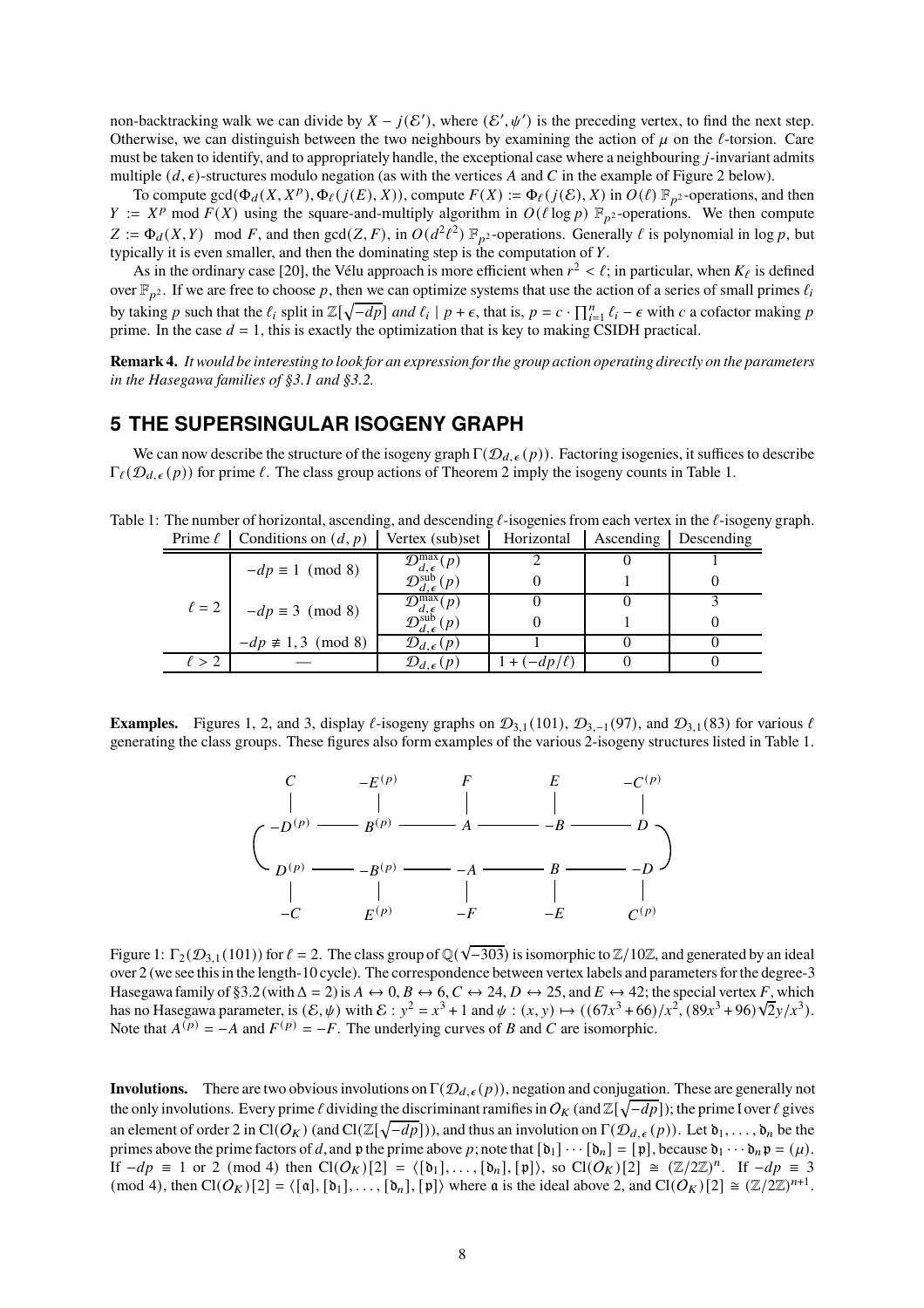non-backtracking walk we can divide by $X - j(\mathcal{E}')$, where $(\mathcal{E}', \psi')$ is the preceding vertex, to find the next step. Otherwise, we can distinguish between the two neighbours by examining the action of $\mu$ on the $\ell$-torsion. Care must be taken to identify, and to appropriately handle, the exceptional case where a neighbouring $j$-invariant admits multiple $(d, \epsilon)$-structures modulo negation (as with the vertices $A$ and $C$ in the example of Figure 2 below).

To compute $\gcd(\Phi_d(X, X^p), \Phi_\ell(j(E), X))$, compute $F(X) := \Phi_\ell(j(\mathcal{E}), X)$ in $O(\ell)$ $\mathbb{F}_{p^2}$-operations, and then $Y := X^p \bmod F(X)$ using the square-and-multiply algorithm in $O(\ell \log p)$ $\mathbb{F}_{p^2}$-operations. We then compute $Z := \Phi_d(X, Y) \mod F$, and then $\gcd(Z, F)$, in $O(d^2\ell^2)$ $\mathbb{F}_{p^2}$-operations. Generally $\ell$ is polynomial in $\log p$, but typically it is even smaller, and then the dominating step is the computation of $Y$.

As in the ordinary case [20], the Vélu approach is more efficient when $r^2 < \ell$; in particular, when $K_\ell$ is defined over $\mathbb{F}_{p^2}$. If we are free to choose $p$, then we can optimize systems that use the action of a series of small primes $\ell_i$ by taking $p$ such that the $\ell_i$ split in $\mathbb{Z}[\sqrt{-dp}]$ *and* $\ell_i \mid p + \epsilon$, that is, $p = c \cdot \prod_{i=1}^n \ell_i - \epsilon$ with $c$ a cofactor making $p$ prime. In the case $d = 1$, this is exactly the optimization that is key to making CSIDH practical.

**Remark 4.** *It would be interesting to look for an expression for the group action operating directly on the parameters in the Hasegawa families of §3.1 and §3.2.*

## 5 THE SUPERSINGULAR ISOGENY GRAPH

We can now describe the structure of the isogeny graph $\Gamma(\mathcal{D}_{d,\epsilon}(p))$. Factoring isogenies, it suffices to describe $\Gamma_\ell(\mathcal{D}_{d,\epsilon}(p))$ for prime $\ell$. The class group actions of Theorem 2 imply the isogeny counts in Table 1.

Table 1: The number of horizontal, ascending, and descending $\ell$-isogenies from each vertex in the $\ell$-isogeny graph.

| Prime $\ell$ | Conditions on $(d, p)$ | Vertex (sub)set | Horizontal | Ascending | Descending |
|---|---|---|---|---|---|
| $\ell = 2$ | $-dp \equiv 1 \pmod 8$ | $\mathcal{D}^{\max}_{d,\epsilon}(p)$ | 2 | 0 | 1 |
| | | $\mathcal{D}^{\text{sub}}_{d,\epsilon}(p)$ | 0 | 1 | 0 |
| | $-dp \equiv 3 \pmod 8$ | $\mathcal{D}^{\max}_{d,\epsilon}(p)$ | 0 | 0 | 3 |
| | | $\mathcal{D}^{\text{sub}}_{d,\epsilon}(p)$ | 0 | 1 | 0 |
| | $-dp \not\equiv 1, 3 \pmod 8$ | $\mathcal{D}_{d,\epsilon}(p)$ | 1 | 0 | 0 |
| $\ell > 2$ | — | $\mathcal{D}_{d,\epsilon}(p)$ | $1 + (-dp/\ell)$ | 0 | 0 |

**Examples.** Figures 1, 2, and 3, display $\ell$-isogeny graphs on $\mathcal{D}_{3,1}(101)$, $\mathcal{D}_{3,-1}(97)$, and $\mathcal{D}_{3,1}(83)$ for various $\ell$ generating the class groups. These figures also form examples of the various 2-isogeny structures listed in Table 1.

Figure 1: $\Gamma_2(\mathcal{D}_{3,1}(101))$ for $\ell = 2$. The class group of $\mathbb{Q}(\sqrt{-303})$ is isomorphic to $\mathbb{Z}/10\mathbb{Z}$, and generated by an ideal over 2 (we see this in the length-10 cycle). The correspondence between vertex labels and parameters for the degree-3 Hasegawa family of §3.2 (with $\Delta = 2$) is $A \leftrightarrow 0$, $B \leftrightarrow 6$, $C \leftrightarrow 24$, $D \leftrightarrow 25$, and $E \leftrightarrow 42$; the special vertex $F$, which has no Hasegawa parameter, is $(\mathcal{E}, \psi)$ with $\mathcal{E} : y^2 = x^3 + 1$ and $\psi : (x, y) \mapsto ((67x^3 + 66)/x^2, (89x^3 + 96)\sqrt{2}y/x^3)$. Note that $A^{(p)} = -A$ and $F^{(p)} = -F$. The underlying curves of $B$ and $C$ are isomorphic.

**Involutions.** There are two obvious involutions on $\Gamma(\mathcal{D}_{d,\epsilon}(p))$, negation and conjugation. These are generally not the only involutions. Every prime $\ell$ dividing the discriminant ramifies in $\mathcal{O}_K$ (and $\mathbb{Z}[\sqrt{-dp}]$); the prime $\mathfrak{l}$ over $\ell$ gives an element of order 2 in $\mathrm{Cl}(\mathcal{O}_K)$ (and $\mathrm{Cl}(\mathbb{Z}[\sqrt{-dp}])$), and thus an involution on $\Gamma(\mathcal{D}_{d,\epsilon}(p))$. Let $\mathfrak{d}_1, \ldots, \mathfrak{d}_n$ be the primes above the prime factors of $d$, and $\mathfrak{p}$ the prime above $p$; note that $[\mathfrak{d}_1] \cdots [\mathfrak{d}_n] = [\mathfrak{p}]$, because $\mathfrak{d}_1 \cdots \mathfrak{d}_n \mathfrak{p} = (\mu)$. If $-dp \equiv 1$ or $2 \pmod 4$ then $\mathrm{Cl}(\mathcal{O}_K)[2] = \langle [\mathfrak{d}_1], \ldots, [\mathfrak{d}_n], [\mathfrak{p}] \rangle$, so $\mathrm{Cl}(\mathcal{O}_K)[2] \cong (\mathbb{Z}/2\mathbb{Z})^n$. If $-dp \equiv 3 \pmod 4$, then $\mathrm{Cl}(\mathcal{O}_K)[2] = \langle [\mathfrak{a}], [\mathfrak{d}_1], \ldots, [\mathfrak{d}_n], [\mathfrak{p}] \rangle$ where $\mathfrak{a}$ is the ideal above 2, and $\mathrm{Cl}(\mathcal{O}_K)[2] \cong (\mathbb{Z}/2\mathbb{Z})^{n+1}$.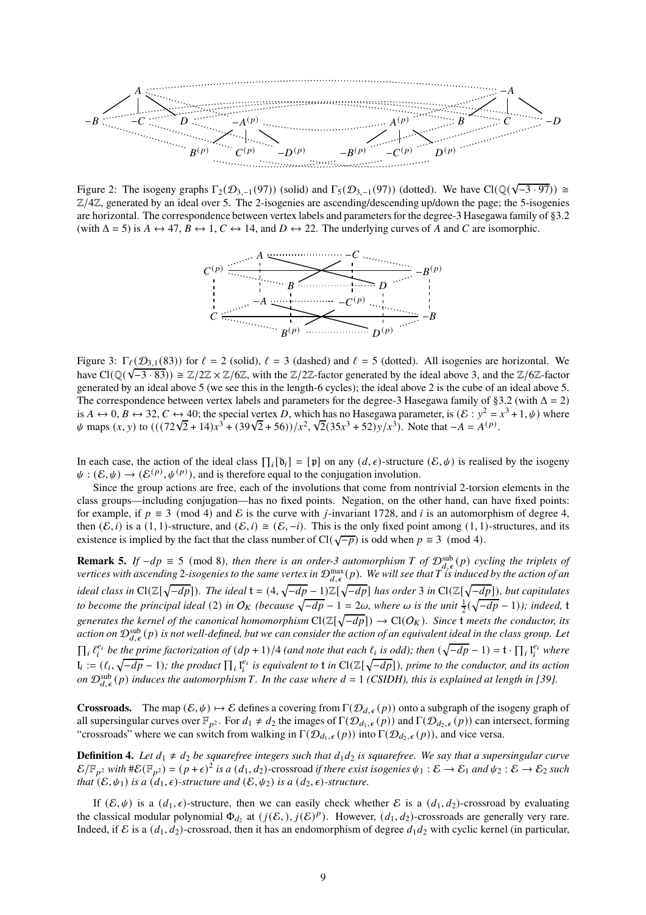Figure 2: The isogeny graphs $\Gamma_2(\mathcal{D}_{3,-1}(97))$ (solid) and $\Gamma_5(\mathcal{D}_{3,-1}(97))$ (dotted). We have $\mathrm{Cl}(\mathbb{Q}(\sqrt{-3\cdot 97}))\cong\mathbb{Z}/4\mathbb{Z}$, generated by an ideal over 5. The 2-isogenies are ascending/descending up/down the page; the 5-isogenies are horizontal. The correspondence between vertex labels and parameters for the degree-3 Hasegawa family of §3.2 (with $\Delta = 5$) is $A\leftrightarrow 47$, $B\leftrightarrow 1$, $C\leftrightarrow 14$, and $D\leftrightarrow 22$. The underlying curves of $A$ and $C$ are isomorphic.

Figure 3: $\Gamma_\ell(\mathcal{D}_{3,1}(83))$ for $\ell = 2$ (solid), $\ell = 3$ (dashed) and $\ell = 5$ (dotted). All isogenies are horizontal. We have $\mathrm{Cl}(\mathbb{Q}(\sqrt{-3\cdot 83}))\cong\mathbb{Z}/2\mathbb{Z}\times\mathbb{Z}/6\mathbb{Z}$, with the $\mathbb{Z}/2\mathbb{Z}$-factor generated by the ideal above 3, and the $\mathbb{Z}/6\mathbb{Z}$-factor generated by an ideal above 5 (we see this in the length-6 cycles); the ideal above 2 is the cube of an ideal above 5. The correspondence between vertex labels and parameters for the degree-3 Hasegawa family of §3.2 (with $\Delta = 2$) is $A\leftrightarrow 0$, $B\leftrightarrow 32$, $C\leftrightarrow 40$; the special vertex $D$, which has no Hasegawa parameter, is $(\mathcal{E}: y^2 = x^3+1, \psi)$ where $\psi$ maps $(x,y)$ to $(((72\sqrt{2}+14)x^3+(39\sqrt{2}+56))/x^2, \sqrt{2}(35x^3+52)y/x^3)$. Note that $-A = A^{(p)}$.

In each case, the action of the ideal class $\prod_i[\mathfrak{d}_i] = [\mathfrak{p}]$ on any $(d,\epsilon)$-structure $(\mathcal{E},\psi)$ is realised by the isogeny $\psi : (\mathcal{E},\psi)\to(\mathcal{E}^{(p)},\psi^{(p)})$, and is therefore equal to the conjugation involution.

Since the group actions are free, each of the involutions that come from nontrivial 2-torsion elements in the class groups—including conjugation—has no fixed points. Negation, on the other hand, can have fixed points: for example, if $p\equiv 3 \pmod 4$ and $\mathcal{E}$ is the curve with $j$-invariant 1728, and $i$ is an automorphism of degree 4, then $(\mathcal{E}, i)$ is a $(1,1)$-structure, and $(\mathcal{E}, i)\cong(\mathcal{E},-i)$. This is the only fixed point among $(1,1)$-structures, and its existence is implied by the fact that the class number of $\mathrm{Cl}(\sqrt{-p})$ is odd when $p\equiv 3\pmod 4$.

**Remark 5.** *If $-dp\equiv 5 \pmod 8$, then there is an order-3 automorphism $T$ of $\mathcal{D}^{\mathrm{sub}}_{d,\epsilon}(p)$ cycling the triplets of vertices with ascending 2-isogenies to the same vertex in $\mathcal{D}^{\mathrm{max}}_{d,\epsilon}(p)$. We will see that $T$ is induced by the action of an ideal class in $\mathrm{Cl}(\mathbb{Z}[\sqrt{-dp}])$. The ideal $\mathfrak{t} = (4, \sqrt{-dp}-1)\mathbb{Z}[\sqrt{-dp}]$ has order 3 in $\mathrm{Cl}(\mathbb{Z}[\sqrt{-dp}])$, but capitulates to become the principal ideal (2) in $\mathcal{O}_K$ (because $\sqrt{-dp}-1 = 2\omega$, where $\omega$ is the unit $\frac{1}{2}(\sqrt{-dp}-1)$); indeed, $\mathfrak{t}$ generates the kernel of the canonical homomorphism $\mathrm{Cl}(\mathbb{Z}[\sqrt{-dp}])\to\mathrm{Cl}(\mathcal{O}_K)$. Since $\mathfrak{t}$ meets the conductor, its action on $\mathcal{D}^{\mathrm{sub}}_{d,\epsilon}(p)$ is not well-defined, but we can consider the action of an equivalent ideal in the class group. Let $\prod_i \ell_i^{e_i}$ be the prime factorization of $(dp+1)/4$ (and note that each $\ell_i$ is odd); then $(\sqrt{-dp}-1) = \mathfrak{t}\cdot\prod_i\mathfrak{l}_i^{e_i}$ where $\mathfrak{l}_i := (\ell_i, \sqrt{-dp}-1)$; the product $\prod_i\mathfrak{l}_i^{e_i}$ is equivalent to $\mathfrak{t}$ in $\mathrm{Cl}(\mathbb{Z}[\sqrt{-dp}])$, prime to the conductor, and its action on $\mathcal{D}^{\mathrm{sub}}_{d,\epsilon}(p)$ induces the automorphism $T$. In the case where $d = 1$ (CSIDH), this is explained at length in [39].*

**Crossroads.** The map $(\mathcal{E},\psi)\mapsto\mathcal{E}$ defines a covering from $\Gamma(\mathcal{D}_{d,\epsilon}(p))$ onto a subgraph of the isogeny graph of all supersingular curves over $\mathbb{F}_{p^2}$. For $d_1\neq d_2$ the images of $\Gamma(\mathcal{D}_{d_1,\epsilon}(p))$ and $\Gamma(\mathcal{D}_{d_2,\epsilon}(p))$ can intersect, forming "crossroads" where we can switch from walking in $\Gamma(\mathcal{D}_{d_1,\epsilon}(p))$ into $\Gamma(\mathcal{D}_{d_2,\epsilon}(p))$, and vice versa.

**Definition 4.** *Let $d_1\neq d_2$ be squarefree integers such that $d_1d_2$ is squarefree. We say that a supersingular curve $\mathcal{E}/\mathbb{F}_{p^2}$ with $\#\mathcal{E}(\mathbb{F}_{p^2}) = (p+\epsilon)^2$ is a $(d_1,d_2)$-crossroad if there exist isogenies $\psi_1 : \mathcal{E}\to\mathcal{E}_1$ and $\psi_2 : \mathcal{E}\to\mathcal{E}_2$ such that $(\mathcal{E},\psi_1)$ is a $(d_1,\epsilon)$-structure and $(\mathcal{E},\psi_2)$ is a $(d_2,\epsilon)$-structure.*

If $(\mathcal{E},\psi)$ is a $(d_1,\epsilon)$-structure, then we can easily check whether $\mathcal{E}$ is a $(d_1,d_2)$-crossroad by evaluating the classical modular polynomial $\Phi_{d_2}$ at $(j(\mathcal{E},), j(\mathcal{E})^p)$. However, $(d_1,d_2)$-crossroads are generally very rare. Indeed, if $\mathcal{E}$ is a $(d_1,d_2)$-crossroad, then it has an endomorphism of degree $d_1d_2$ with cyclic kernel (in particular,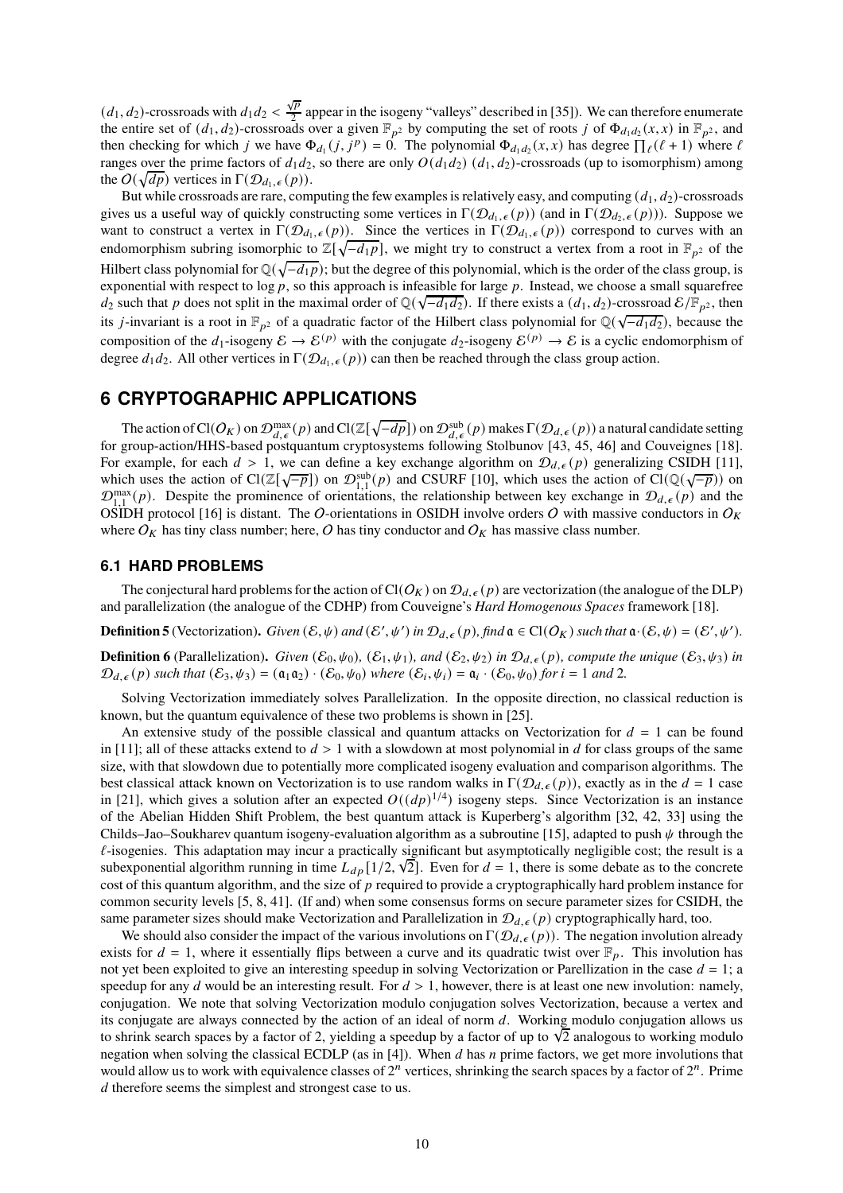$(d_1, d_2)$-crossroads with $d_1 d_2 < \frac{\sqrt{p}}{2}$ appear in the isogeny "valleys" described in [35]). We can therefore enumerate the entire set of $(d_1, d_2)$-crossroads over a given $\mathbb{F}_{p^2}$ by computing the set of roots $j$ of $\Phi_{d_1 d_2}(x, x)$ in $\mathbb{F}_{p^2}$, and then checking for which $j$ we have $\Phi_{d_1}(j, j^p) = 0$. The polynomial $\Phi_{d_1 d_2}(x, x)$ has degree $\prod_\ell(\ell + 1)$ where $\ell$ ranges over the prime factors of $d_1 d_2$, so there are only $O(d_1 d_2)$ $(d_1, d_2)$-crossroads (up to isomorphism) among the $O(\sqrt{dp})$ vertices in $\Gamma(\mathcal{D}_{d_1,\epsilon}(p))$.

But while crossroads are rare, computing the few examples is relatively easy, and computing $(d_1, d_2)$-crossroads gives us a useful way of quickly constructing some vertices in $\Gamma(\mathcal{D}_{d_1,\epsilon}(p))$ (and in $\Gamma(\mathcal{D}_{d_2,\epsilon}(p))$). Suppose we want to construct a vertex in $\Gamma(\mathcal{D}_{d_1,\epsilon}(p))$. Since the vertices in $\Gamma(\mathcal{D}_{d_1,\epsilon}(p))$ correspond to curves with an endomorphism subring isomorphic to $\mathbb{Z}[\sqrt{-d_1 p}]$, we might try to construct a vertex from a root in $\mathbb{F}_{p^2}$ of the Hilbert class polynomial for $\mathbb{Q}(\sqrt{-d_1 p})$; but the degree of this polynomial, which is the order of the class group, is exponential with respect to $\log p$, so this approach is infeasible for large $p$. Instead, we choose a small squarefree $d_2$ such that $p$ does not split in the maximal order of $\mathbb{Q}(\sqrt{-d_1 d_2})$. If there exists a $(d_1, d_2)$-crossroad $\mathcal{E}/\mathbb{F}_{p^2}$, then its $j$-invariant is a root in $\mathbb{F}_{p^2}$ of a quadratic factor of the Hilbert class polynomial for $\mathbb{Q}(\sqrt{-d_1 d_2})$, because the composition of the $d_1$-isogeny $\mathcal{E} \to \mathcal{E}^{(p)}$ with the conjugate $d_2$-isogeny $\mathcal{E}^{(p)} \to \mathcal{E}$ is a cyclic endomorphism of degree $d_1 d_2$. All other vertices in $\Gamma(\mathcal{D}_{d,\epsilon}(p))$ can then be reached through the class group action.

# 6 CRYPTOGRAPHIC APPLICATIONS

The action of $\mathrm{Cl}(\mathcal{O}_K)$ on $\mathcal{D}^{\max}_{d,\epsilon}(p)$ and $\mathrm{Cl}(\mathbb{Z}[\sqrt{-dp}])$ on $\mathcal{D}^{\mathrm{sub}}_{d,\epsilon}(p)$ makes $\Gamma(\mathcal{D}_{d,\epsilon}(p))$ a natural candidate setting for group-action/HHS-based postquantum cryptosystems following Stolbunov [43, 45, 46] and Couveignes [18]. For example, for each $d > 1$, we can define a key exchange algorithm on $\mathcal{D}_{d,\epsilon}(p)$ generalizing CSIDH [11], which uses the action of $\mathrm{Cl}(\mathbb{Z}[\sqrt{-p}])$ on $\mathcal{D}^{\mathrm{sub}}_{1,1}(p)$ and CSURF [10], which uses the action of $\mathrm{Cl}(\mathbb{Q}(\sqrt{-p}))$ on $\mathcal{D}^{\max}_{1,1}(p)$. Despite the prominence of orientations, the relationship between key exchange in $\mathcal{D}_{d,\epsilon}(p)$ and the OSIDH protocol [16] is distant. The $\mathcal{O}$-orientations in OSIDH involve orders $\mathcal{O}$ with massive conductors in $\mathcal{O}_K$ where $\mathcal{O}_K$ has tiny class number; here, $\mathcal{O}$ has tiny conductor and $\mathcal{O}_K$ has massive class number.

## 6.1 HARD PROBLEMS

The conjectural hard problems for the action of $\mathrm{Cl}(\mathcal{O}_K)$ on $\mathcal{D}_{d,\epsilon}(p)$ are vectorization (the analogue of the DLP) and parallelization (the analogue of the CDHP) from Couveigne's *Hard Homogenous Spaces* framework [18].

**Definition 5** (Vectorization). *Given $(\mathcal{E}, \psi)$ and $(\mathcal{E}', \psi')$ in $\mathcal{D}_{d,\epsilon}(p)$, find $\mathfrak{a} \in \mathrm{Cl}(\mathcal{O}_K)$ such that $\mathfrak{a} \cdot (\mathcal{E}, \psi) = (\mathcal{E}', \psi')$.*

**Definition 6** (Parallelization). *Given $(\mathcal{E}_0, \psi_0)$, $(\mathcal{E}_1, \psi_1)$, and $(\mathcal{E}_2, \psi_2)$ in $\mathcal{D}_{d,\epsilon}(p)$, compute the unique $(\mathcal{E}_3, \psi_3)$ in $\mathcal{D}_{d,\epsilon}(p)$ such that $(\mathcal{E}_3, \psi_3) = (\mathfrak{a}_1\mathfrak{a}_2) \cdot (\mathcal{E}_0, \psi_0)$ where $(\mathcal{E}_i, \psi_i) = \mathfrak{a}_i \cdot (\mathcal{E}_0, \psi_0)$ for $i = 1$ and $2$.*

Solving Vectorization immediately solves Parallelization. In the opposite direction, no classical reduction is known, but the quantum equivalence of these two problems is shown in [25].

An extensive study of the possible classical and quantum attacks on Vectorization for $d = 1$ can be found in [11]; all of these attacks extend to $d > 1$ with a slowdown at most polynomial in $d$ for class groups of the same size, with that slowdown due to potentially more complicated isogeny evaluation and comparison algorithms. The best classical attack known on Vectorization is to use random walks in $\Gamma(\mathcal{D}_{d,\epsilon}(p))$, exactly as in the $d = 1$ case in [21], which gives a solution after an expected $O((dp)^{1/4})$ isogeny steps. Since Vectorization is an instance of the Abelian Hidden Shift Problem, the best quantum attack is Kuperberg's algorithm [32, 42, 33] using the Childs–Jao–Soukharev quantum isogeny-evaluation algorithm as a subroutine [15], adapted to push $\psi$ through the $\ell$-isogenies. This adaptation may incur a practically significant but asymptotically negligible cost; the result is a subexponential algorithm running in time $L_{dp}[1/2, \sqrt{2}]$. Even for $d = 1$, there is some debate as to the concrete cost of this quantum algorithm, and the size of $p$ required to provide a cryptographically hard problem instance for common security levels [5, 8, 41]. (If and) when some consensus forms on secure parameter sizes for CSIDH, the same parameter sizes should make Vectorization and Parallelization in $\mathcal{D}_{d,\epsilon}(p)$ cryptographically hard, too.

We should also consider the impact of the various involutions on $\Gamma(\mathcal{D}_{d,\epsilon}(p))$. The negation involution already exists for $d = 1$, where it essentially flips between a curve and its quadratic twist over $\mathbb{F}_p$. This involution has not yet been exploited to give an interesting speedup in solving Vectorization or Parellization in the case $d = 1$; a speedup for any $d$ would be an interesting result. For $d > 1$, however, there is at least one new involution: namely, conjugation. We note that solving Vectorization modulo conjugation solves Vectorization, because a vertex and its conjugate are always connected by the action of an ideal of norm $d$. Working modulo conjugation allows us to shrink search spaces by a factor of 2, yielding a speedup by a factor of up to $\sqrt{2}$ analogous to working modulo negation when solving the classical ECDLP (as in [4]). When $d$ has $n$ prime factors, we get more involutions that would allow us to work with equivalence classes of $2^n$ vertices, shrinking the search spaces by a factor of $2^n$. Prime $d$ therefore seems the simplest and strongest case to us.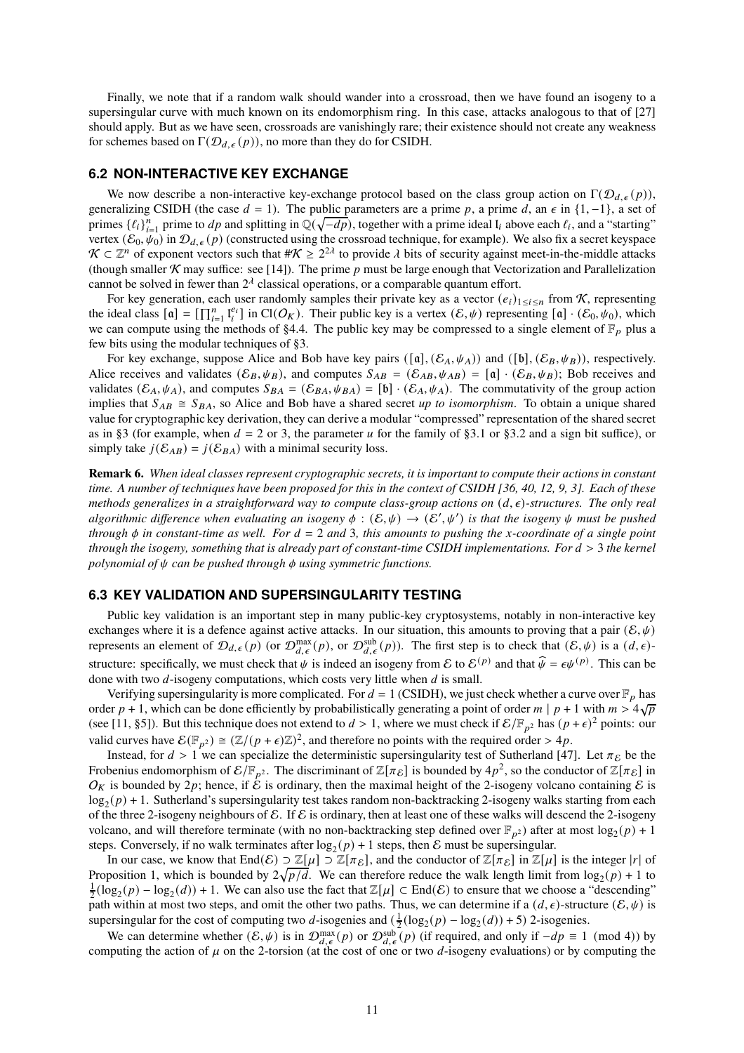Finally, we note that if a random walk should wander into a crossroad, then we have found an isogeny to a supersingular curve with much known on its endomorphism ring. In this case, attacks analogous to that of [27] should apply. But as we have seen, crossroads are vanishingly rare; their existence should not create any weakness for schemes based on $\Gamma(\mathcal{D}_{d,\epsilon}(p))$, no more than they do for CSIDH.

## 6.2 NON-INTERACTIVE KEY EXCHANGE

We now describe a non-interactive key-exchange protocol based on the class group action on $\Gamma(\mathcal{D}_{d,\epsilon}(p))$, generalizing CSIDH (the case $d = 1$). The public parameters are a prime $p$, a prime $d$, an $\epsilon$ in $\{1, -1\}$, a set of primes $\{\ell_i\}_{i=1}^n$ prime to $dp$ and splitting in $\mathbb{Q}(\sqrt{-dp})$, together with a prime ideal $\mathfrak{l}_i$ above each $\ell_i$, and a "starting" vertex $(\mathcal{E}_0, \psi_0)$ in $\mathcal{D}_{d,\epsilon}(p)$ (constructed using the crossroad technique, for example). We also fix a secret keyspace $\mathcal{K} \subset \mathbb{Z}^n$ of exponent vectors such that $\#\mathcal{K} \geq 2^{2\lambda}$ to provide $\lambda$ bits of security against meet-in-the-middle attacks (though smaller $\mathcal{K}$ may suffice: see [14]). The prime $p$ must be large enough that Vectorization and Parallelization cannot be solved in fewer than $2^\lambda$ classical operations, or a comparable quantum effort.

For key generation, each user randomly samples their private key as a vector $(e_i)_{1\leq i\leq n}$ from $\mathcal{K}$, representing the ideal class $[\mathfrak{a}] = [\prod_{i=1}^n \mathfrak{l}_i^{e_i}]$ in $\mathrm{Cl}(\mathcal{O}_K)$. Their public key is a vertex $(\mathcal{E}, \psi)$ representing $[\mathfrak{a}] \cdot (\mathcal{E}_0, \psi_0)$, which we can compute using the methods of §4.4. The public key may be compressed to a single element of $\mathbb{F}_p$ plus a few bits using the modular techniques of §3.

For key exchange, suppose Alice and Bob have key pairs $([\mathfrak{a}], (\mathcal{E}_A, \psi_A))$ and $([\mathfrak{b}], (\mathcal{E}_B, \psi_B))$, respectively. Alice receives and validates $(\mathcal{E}_B, \psi_B)$, and computes $S_{AB} = (\mathcal{E}_{AB}, \psi_{AB}) = [\mathfrak{a}] \cdot (\mathcal{E}_B, \psi_B)$; Bob receives and validates $(\mathcal{E}_A, \psi_A)$, and computes $S_{BA} = (\mathcal{E}_{BA}, \psi_{BA}) = [\mathfrak{b}] \cdot (\mathcal{E}_A, \psi_A)$. The commutativity of the group action implies that $S_{AB} \cong S_{BA}$, so Alice and Bob have a shared secret *up to isomorphism*. To obtain a unique shared value for cryptographic key derivation, they can derive a modular "compressed" representation of the shared secret as in §3 (for example, when $d = 2$ or 3, the parameter $u$ for the family of §3.1 or §3.2 and a sign bit suffice), or simply take $j(\mathcal{E}_{AB}) = j(\mathcal{E}_{BA})$ with a minimal security loss.

**Remark 6.** *When ideal classes represent cryptographic secrets, it is important to compute their actions in constant time. A number of techniques have been proposed for this in the context of CSIDH [36, 40, 12, 9, 3]. Each of these methods generalizes in a straightforward way to compute class-group actions on $(d, \epsilon)$-structures. The only real algorithmic difference when evaluating an isogeny $\phi : (\mathcal{E}, \psi) \to (\mathcal{E}', \psi')$ is that the isogeny $\psi$ must be pushed through $\phi$ in constant-time as well. For $d = 2$ and 3, this amounts to pushing the x-coordinate of a single point through the isogeny, something that is already part of constant-time CSIDH implementations. For $d > 3$ the kernel polynomial of $\psi$ can be pushed through $\phi$ using symmetric functions.*

## 6.3 KEY VALIDATION AND SUPERSINGULARITY TESTING

Public key validation is an important step in many public-key cryptosystems, notably in non-interactive key exchanges where it is a defence against active attacks. In our situation, this amounts to proving that a pair $(\mathcal{E}, \psi)$ represents an element of $\mathcal{D}_{d,\epsilon}(p)$ (or $\mathcal{D}_{d,\epsilon}^{\max}(p)$, or $\mathcal{D}_{d,\epsilon}^{\mathrm{sub}}(p)$). The first step is to check that $(\mathcal{E}, \psi)$ is a $(d, \epsilon)$-structure: specifically, we must check that $\psi$ is indeed an isogeny from $\mathcal{E}$ to $\mathcal{E}^{(p)}$ and that $\widehat{\psi} = \epsilon\psi^{(p)}$. This can be done with two $d$-isogeny computations, which costs very little when $d$ is small.

Verifying supersingularity is more complicated. For $d = 1$ (CSIDH), we just check whether a curve over $\mathbb{F}_p$ has order $p + 1$, which can be done efficiently by probabilistically generating a point of order $m \mid p + 1$ with $m > 4\sqrt{p}$ (see [11, §5]). But this technique does not extend to $d > 1$, where we must check if $\mathcal{E}/\mathbb{F}_{p^2}$ has $(p + \epsilon)^2$ points: our valid curves have $\mathcal{E}(\mathbb{F}_{p^2}) \cong (\mathbb{Z}/(p + \epsilon)\mathbb{Z})^2$, and therefore no points with the required order $> 4p$.

Instead, for $d > 1$ we can specialize the deterministic supersingularity test of Sutherland [47]. Let $\pi_\mathcal{E}$ be the Frobenius endomorphism of $\mathcal{E}/\mathbb{F}_{p^2}$. The discriminant of $\mathbb{Z}[\pi_\mathcal{E}]$ is bounded by $4p^2$, so the conductor of $\mathbb{Z}[\pi_\mathcal{E}]$ in $\mathcal{O}_K$ is bounded by $2p$; hence, if $\mathcal{E}$ is ordinary, then the maximal height of the 2-isogeny volcano containing $\mathcal{E}$ is $\log_2(p) + 1$. Sutherland's supersingularity test takes random non-backtracking 2-isogeny walks starting from each of the three 2-isogeny neighbours of $\mathcal{E}$. If $\mathcal{E}$ is ordinary, then at least one of these walks will descend the 2-isogeny volcano, and will therefore terminate (with no non-backtracking step defined over $\mathbb{F}_{p^2}$) after at most $\log_2(p) + 1$ steps. Conversely, if no walk terminates after $\log_2(p) + 1$ steps, then $\mathcal{E}$ must be supersingular.

In our case, we know that $\mathrm{End}(\mathcal{E}) \supset \mathbb{Z}[\mu] \supset \mathbb{Z}[\pi_\mathcal{E}]$, and the conductor of $\mathbb{Z}[\pi_\mathcal{E}]$ in $\mathbb{Z}[\mu]$ is the integer $|r|$ of Proposition 1, which is bounded by $2\sqrt{p/d}$. We can therefore reduce the walk length limit from $\log_2(p) + 1$ to $\frac{1}{2}(\log_2(p) - \log_2(d)) + 1$. We can also use the fact that $\mathbb{Z}[\mu] \subset \mathrm{End}(\mathcal{E})$ to ensure that we choose a "descending" path within at most two steps, and omit the other two paths. Thus, we can determine if a $(d, \epsilon)$-structure $(\mathcal{E}, \psi)$ is supersingular for the cost of computing two $d$-isogenies and $(\frac{1}{2}(\log_2(p) - \log_2(d)) + 5)$ 2-isogenies.

We can determine whether $(\mathcal{E}, \psi)$ is in $\mathcal{D}_{d,\epsilon}^{\max}(p)$ or $\mathcal{D}_{d,\epsilon}^{\mathrm{sub}}(p)$ (if required, and only if $-dp \equiv 1 \pmod 4$) by computing the action of $\mu$ on the 2-torsion (at the cost of one or two $d$-isogeny evaluations) or by computing the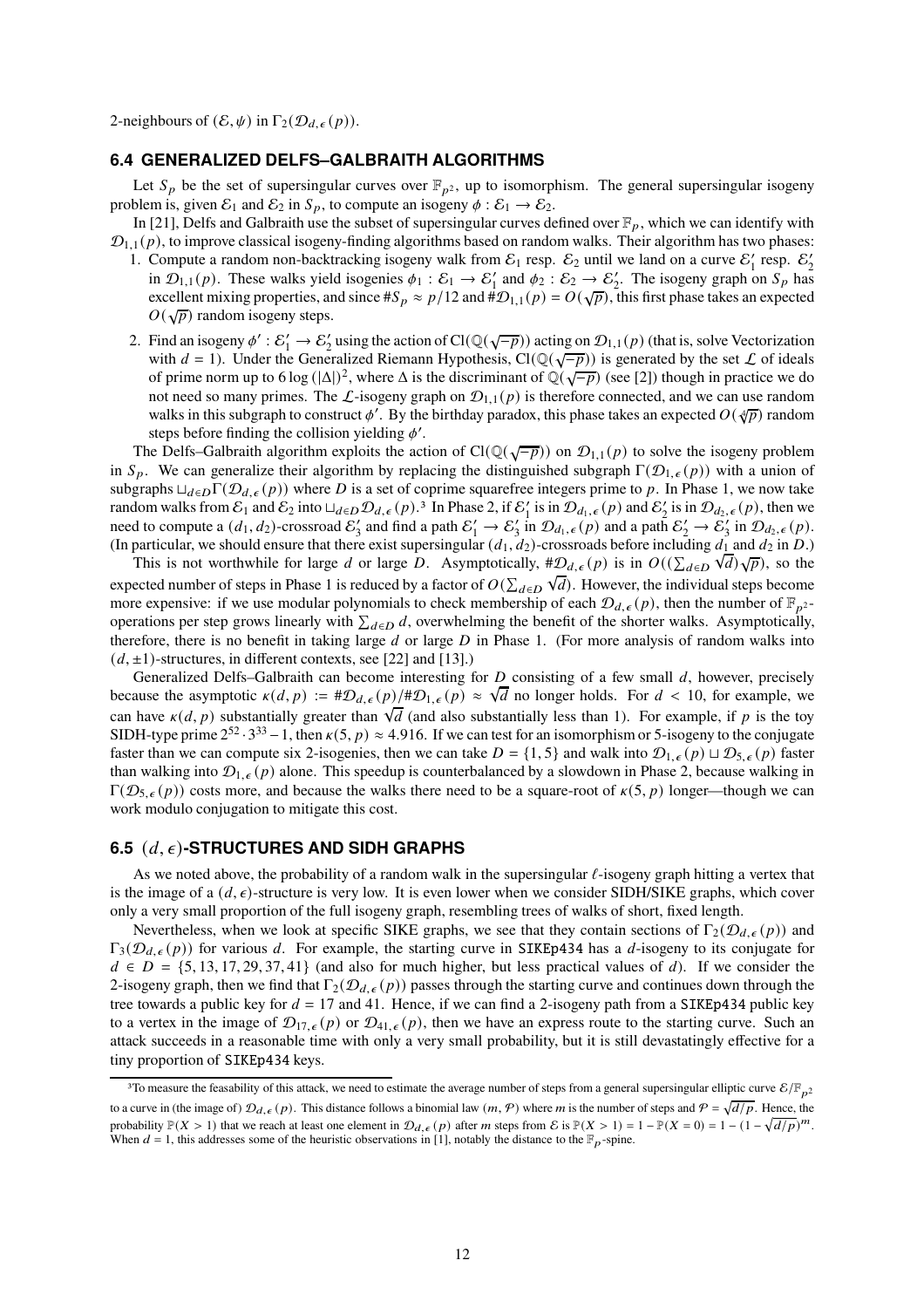2-neighbours of $(\mathcal{E}, \psi)$ in $\Gamma_2(\mathcal{D}_{d,\epsilon}(p))$.

### 6.4 GENERALIZED DELFS–GALBRAITH ALGORITHMS

Let $S_p$ be the set of supersingular curves over $\mathbb{F}_{p^2}$, up to isomorphism. The general supersingular isogeny problem is, given $\mathcal{E}_1$ and $\mathcal{E}_2$ in $S_p$, to compute an isogeny $\phi : \mathcal{E}_1 \to \mathcal{E}_2$.

In [21], Delfs and Galbraith use the subset of supersingular curves defined over $\mathbb{F}_p$, which we can identify with $\mathcal{D}_{1,1}(p)$, to improve classical isogeny-finding algorithms based on random walks. Their algorithm has two phases:

1. Compute a random non-backtracking isogeny walk from $\mathcal{E}_1$ resp. $\mathcal{E}_2$ until we land on a curve $\mathcal{E}_1'$ resp. $\mathcal{E}_2'$ in $\mathcal{D}_{1,1}(p)$. These walks yield isogenies $\phi_1 : \mathcal{E}_1 \to \mathcal{E}_1'$ and $\phi_2 : \mathcal{E}_2 \to \mathcal{E}_2'$. The isogeny graph on $S_p$ has excellent mixing properties, and since $\#S_p \approx p/12$ and $\#\mathcal{D}_{1,1}(p) = O(\sqrt{p})$, this first phase takes an expected $O(\sqrt{p})$ random isogeny steps.
2. Find an isogeny $\phi' : \mathcal{E}_1' \to \mathcal{E}_2'$ using the action of $\mathrm{Cl}(\mathbb{Q}(\sqrt{-p}))$ acting on $\mathcal{D}_{1,1}(p)$ (that is, solve Vectorization with $d = 1$). Under the Generalized Riemann Hypothesis, $\mathrm{Cl}(\mathbb{Q}(\sqrt{-p}))$ is generated by the set $\mathcal{L}$ of ideals of prime norm up to $6\log(|\Delta|)^2$, where $\Delta$ is the discriminant of $\mathbb{Q}(\sqrt{-p})$ (see [2]) though in practice we do not need so many primes. The $\mathcal{L}$-isogeny graph on $\mathcal{D}_{1,1}(p)$ is therefore connected, and we can use random walks in this subgraph to construct $\phi'$. By the birthday paradox, this phase takes an expected $O(\sqrt[4]{p})$ random steps before finding the collision yielding $\phi'$.

The Delfs–Galbraith algorithm exploits the action of $\mathrm{Cl}(\mathbb{Q}(\sqrt{-p}))$ on $\mathcal{D}_{1,1}(p)$ to solve the isogeny problem in $S_p$. We can generalize their algorithm by replacing the distinguished subgraph $\Gamma(\mathcal{D}_{1,\epsilon}(p))$ with a union of subgraphs $\sqcup_{d\in D}\Gamma(\mathcal{D}_{d,\epsilon}(p))$ where $D$ is a set of coprime squarefree integers prime to $p$. In Phase 1, we now take random walks from $\mathcal{E}_1$ and $\mathcal{E}_2$ into $\sqcup_{d\in D}\mathcal{D}_{d,\epsilon}(p)$.[3] In Phase 2, if $\mathcal{E}_1'$ is in $\mathcal{D}_{d_1,\epsilon}(p)$ and $\mathcal{E}_2'$ is in $\mathcal{D}_{d_2,\epsilon}(p)$, then we need to compute a $(d_1, d_2)$-crossroad $\mathcal{E}_3'$ and find a path $\mathcal{E}_1' \to \mathcal{E}_3'$ in $\mathcal{D}_{d_1,\epsilon}(p)$ and a path $\mathcal{E}_2' \to \mathcal{E}_3'$ in $\mathcal{D}_{d_2,\epsilon}(p)$. (In particular, we should ensure that there exist supersingular $(d_1, d_2)$-crossroads before including $d_1$ and $d_2$ in $D$.)

This is not worthwhile for large $d$ or large $D$. Asymptotically, $\#\mathcal{D}_{d,\epsilon}(p)$ is in $O((\sum_{d\in D}\sqrt{d})\sqrt{p})$, so the expected number of steps in Phase 1 is reduced by a factor of $O(\sum_{d\in D}\sqrt{d})$. However, the individual steps become more expensive: if we use modular polynomials to check membership of each $\mathcal{D}_{d,\epsilon}(p)$, then the number of $\mathbb{F}_{p^2}$-operations per step grows linearly with $\sum_{d\in D} d$, overwhelming the benefit of the shorter walks. Asymptotically, therefore, there is no benefit in taking large $d$ or large $D$ in Phase 1. (For more analysis of random walks into $(d, \pm1)$-structures, in different contexts, see [22] and [13].)

Generalized Delfs–Galbraith can become interesting for $D$ consisting of a few small $d$, however, precisely because the asymptotic $\kappa(d, p) := \#\mathcal{D}_{d,\epsilon}(p)/\#\mathcal{D}_{1,\epsilon}(p) \approx \sqrt{d}$ no longer holds. For $d < 10$, for example, we can have $\kappa(d, p)$ substantially greater than $\sqrt{d}$ (and also substantially less than 1). For example, if $p$ is the toy SIDH-type prime $2^{52} \cdot 3^{33} - 1$, then $\kappa(5, p) \approx 4.916$. If we can test for an isomorphism or 5-isogeny to the conjugate faster than we can compute six 2-isogenies, then we can take $D = \{1, 5\}$ and walk into $\mathcal{D}_{1,\epsilon}(p) \sqcup \mathcal{D}_{5,\epsilon}(p)$ faster than walking into $\mathcal{D}_{1,\epsilon}(p)$ alone. This speedup is counterbalanced by a slowdown in Phase 2, because walking in $\Gamma(\mathcal{D}_{5,\epsilon}(p))$ costs more, and because the walks there need to be a square-root of $\kappa(5, p)$ longer—though we can work modulo conjugation to mitigate this cost.

### 6.5 $(d, \epsilon)$-STRUCTURES AND SIDH GRAPHS

As we noted above, the probability of a random walk in the supersingular $\ell$-isogeny graph hitting a vertex that is the image of a $(d, \epsilon)$-structure is very low. It is even lower when we consider SIDH/SIKE graphs, which cover only a very small proportion of the full isogeny graph, resembling trees of walks of short, fixed length.

Nevertheless, when we look at specific SIKE graphs, we see that they contain sections of $\Gamma_2(\mathcal{D}_{d,\epsilon}(p))$ and $\Gamma_3(\mathcal{D}_{d,\epsilon}(p))$ for various $d$. For example, the starting curve in `SIKEp434` has a $d$-isogeny to its conjugate for $d \in D = \{5, 13, 17, 29, 37, 41\}$ (and also for much higher, but less practical values of $d$). If we consider the 2-isogeny graph, then we find that $\Gamma_2(\mathcal{D}_{d,\epsilon}(p))$ passes through the starting curve and continues down through the tree towards a public key for $d = 17$ and 41. Hence, if we can find a 2-isogeny path from a `SIKEp434` public key to a vertex in the image of $\mathcal{D}_{17,\epsilon}(p)$ or $\mathcal{D}_{41,\epsilon}(p)$, then we have an express route to the starting curve. Such an attack succeeds in a reasonable time with only a very small probability, but it is still devastatingly effective for a tiny proportion of `SIKEp434` keys.

---

[3] To measure the feasability of this attack, we need to estimate the average number of steps from a general supersingular elliptic curve $\mathcal{E}/\mathbb{F}_{p^2}$ to a curve in (the image of) $\mathcal{D}_{d,\epsilon}(p)$. This distance follows a binomial law $(m, \mathcal{P})$ where $m$ is the number of steps and $\mathcal{P} = \sqrt{d/p}$. Hence, the probability $\mathbb{P}(X > 1)$ that we reach at least one element in $\mathcal{D}_{d,\epsilon}(p)$ after $m$ steps from $\mathcal{E}$ is $\mathbb{P}(X > 1) = 1 - \mathbb{P}(X = 0) = 1 - (1 - \sqrt{d/p})^m$. When $d = 1$, this addresses some of the heuristic observations in [1], notably the distance to the $\mathbb{F}_p$-spine.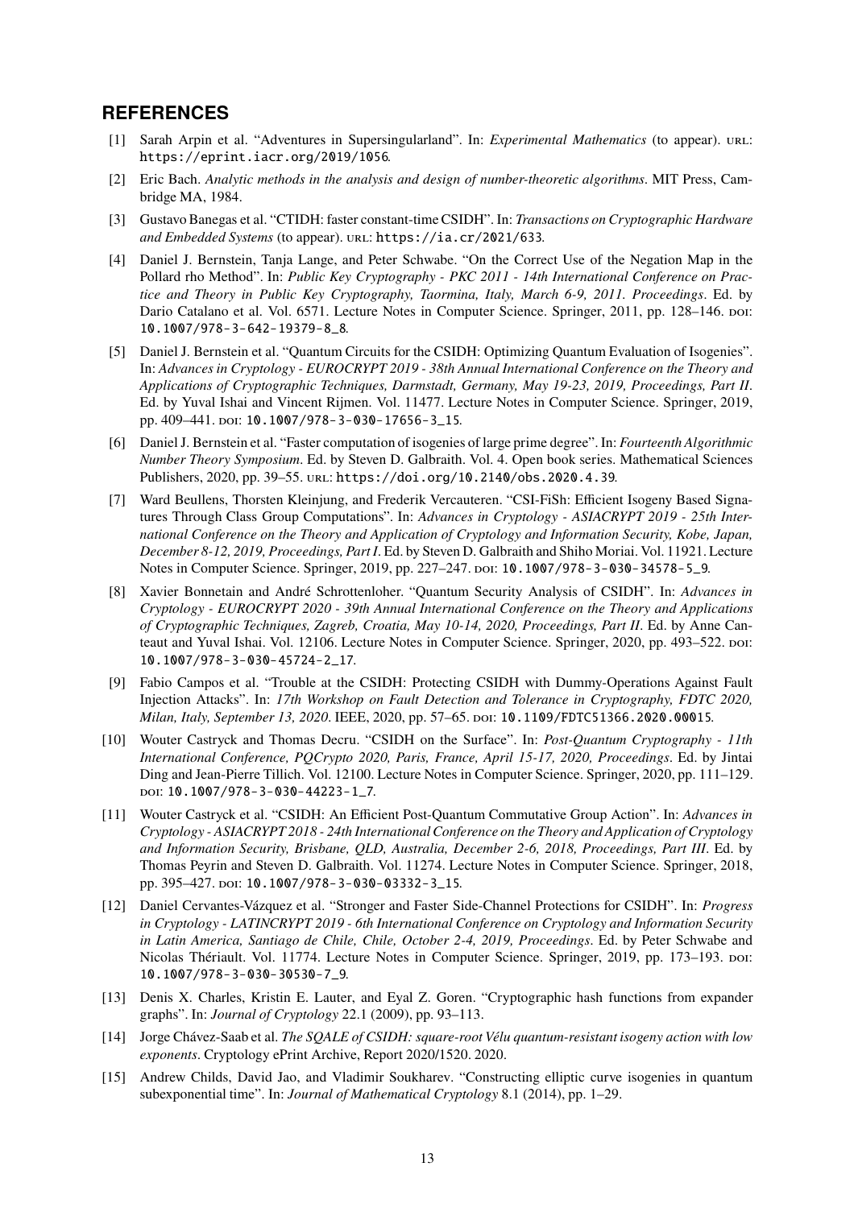## REFERENCES

[1] Sarah Arpin et al. "Adventures in Supersingularland". In: *Experimental Mathematics* (to appear). URL: https://eprint.iacr.org/2019/1056.

[2] Eric Bach. *Analytic methods in the analysis and design of number-theoretic algorithms*. MIT Press, Cambridge MA, 1984.

[3] Gustavo Banegas et al. "CTIDH: faster constant-time CSIDH". In: *Transactions on Cryptographic Hardware and Embedded Systems* (to appear). URL: https://ia.cr/2021/633.

[4] Daniel J. Bernstein, Tanja Lange, and Peter Schwabe. "On the Correct Use of the Negation Map in the Pollard rho Method". In: *Public Key Cryptography - PKC 2011 - 14th International Conference on Practice and Theory in Public Key Cryptography, Taormina, Italy, March 6-9, 2011. Proceedings*. Ed. by Dario Catalano et al. Vol. 6571. Lecture Notes in Computer Science. Springer, 2011, pp. 128–146. DOI: 10.1007/978-3-642-19379-8_8.

[5] Daniel J. Bernstein et al. "Quantum Circuits for the CSIDH: Optimizing Quantum Evaluation of Isogenies". In: *Advances in Cryptology - EUROCRYPT 2019 - 38th Annual International Conference on the Theory and Applications of Cryptographic Techniques, Darmstadt, Germany, May 19-23, 2019, Proceedings, Part II*. Ed. by Yuval Ishai and Vincent Rijmen. Vol. 11477. Lecture Notes in Computer Science. Springer, 2019, pp. 409–441. DOI: 10.1007/978-3-030-17656-3_15.

[6] Daniel J. Bernstein et al. "Faster computation of isogenies of large prime degree". In: *Fourteenth Algorithmic Number Theory Symposium*. Ed. by Steven D. Galbraith. Vol. 4. Open book series. Mathematical Sciences Publishers, 2020, pp. 39–55. URL: https://doi.org/10.2140/obs.2020.4.39.

[7] Ward Beullens, Thorsten Kleinjung, and Frederik Vercauteren. "CSI-FiSh: Efficient Isogeny Based Signatures Through Class Group Computations". In: *Advances in Cryptology - ASIACRYPT 2019 - 25th International Conference on the Theory and Application of Cryptology and Information Security, Kobe, Japan, December 8-12, 2019, Proceedings, Part I*. Ed. by Steven D. Galbraith and Shiho Moriai. Vol. 11921. Lecture Notes in Computer Science. Springer, 2019, pp. 227–247. DOI: 10.1007/978-3-030-34578-5_9.

[8] Xavier Bonnetain and André Schrottenloher. "Quantum Security Analysis of CSIDH". In: *Advances in Cryptology - EUROCRYPT 2020 - 39th Annual International Conference on the Theory and Applications of Cryptographic Techniques, Zagreb, Croatia, May 10-14, 2020, Proceedings, Part II*. Ed. by Anne Canteaut and Yuval Ishai. Vol. 12106. Lecture Notes in Computer Science. Springer, 2020, pp. 493–522. DOI: 10.1007/978-3-030-45724-2_17.

[9] Fabio Campos et al. "Trouble at the CSIDH: Protecting CSIDH with Dummy-Operations Against Fault Injection Attacks". In: *17th Workshop on Fault Detection and Tolerance in Cryptography, FDTC 2020, Milan, Italy, September 13, 2020*. IEEE, 2020, pp. 57–65. DOI: 10.1109/FDTC51366.2020.00015.

[10] Wouter Castryck and Thomas Decru. "CSIDH on the Surface". In: *Post-Quantum Cryptography - 11th International Conference, PQCrypto 2020, Paris, France, April 15-17, 2020, Proceedings*. Ed. by Jintai Ding and Jean-Pierre Tillich. Vol. 12100. Lecture Notes in Computer Science. Springer, 2020, pp. 111–129. DOI: 10.1007/978-3-030-44223-1_7.

[11] Wouter Castryck et al. "CSIDH: An Efficient Post-Quantum Commutative Group Action". In: *Advances in Cryptology - ASIACRYPT 2018 - 24th International Conference on the Theory and Application of Cryptology and Information Security, Brisbane, QLD, Australia, December 2-6, 2018, Proceedings, Part III*. Ed. by Thomas Peyrin and Steven D. Galbraith. Vol. 11274. Lecture Notes in Computer Science. Springer, 2018, pp. 395–427. DOI: 10.1007/978-3-030-03332-3_15.

[12] Daniel Cervantes-Vázquez et al. "Stronger and Faster Side-Channel Protections for CSIDH". In: *Progress in Cryptology - LATINCRYPT 2019 - 6th International Conference on Cryptology and Information Security in Latin America, Santiago de Chile, Chile, October 2-4, 2019, Proceedings*. Ed. by Peter Schwabe and Nicolas Thériault. Vol. 11774. Lecture Notes in Computer Science. Springer, 2019, pp. 173–193. DOI: 10.1007/978-3-030-30530-7_9.

[13] Denis X. Charles, Kristin E. Lauter, and Eyal Z. Goren. "Cryptographic hash functions from expander graphs". In: *Journal of Cryptology* 22.1 (2009), pp. 93–113.

[14] Jorge Chávez-Saab et al. *The SQALE of CSIDH: square-root Vélu quantum-resistant isogeny action with low exponents*. Cryptology ePrint Archive, Report 2020/1520. 2020.

[15] Andrew Childs, David Jao, and Vladimir Soukharev. "Constructing elliptic curve isogenies in quantum subexponential time". In: *Journal of Mathematical Cryptology* 8.1 (2014), pp. 1–29.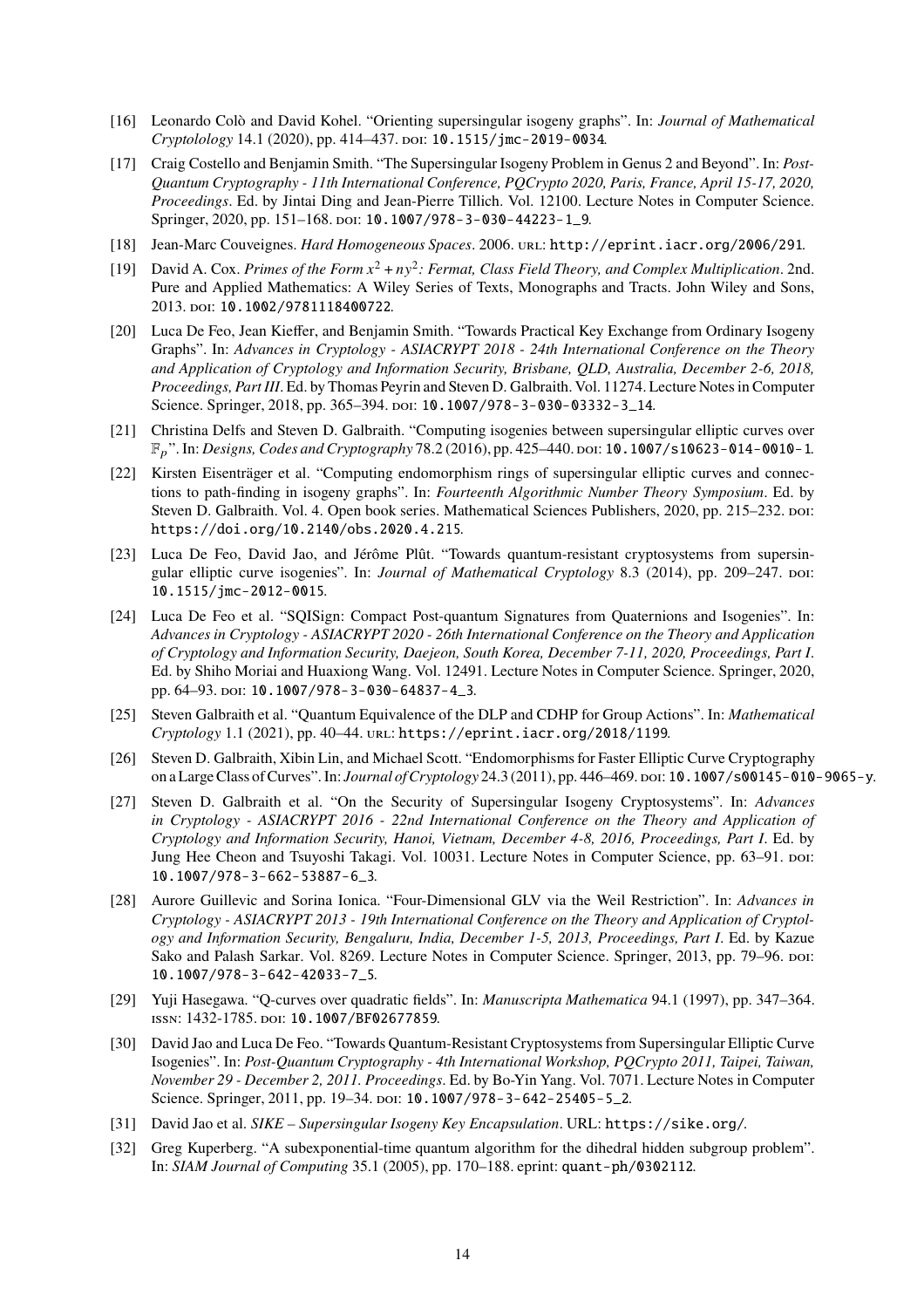[16] Leonardo Colò and David Kohel. "Orienting supersingular isogeny graphs". In: *Journal of Mathematical Cryptolology* 14.1 (2020), pp. 414–437. DOI: 10.1515/jmc-2019-0034.

[17] Craig Costello and Benjamin Smith. "The Supersingular Isogeny Problem in Genus 2 and Beyond". In: *Post-Quantum Cryptography - 11th International Conference, PQCrypto 2020, Paris, France, April 15-17, 2020, Proceedings*. Ed. by Jintai Ding and Jean-Pierre Tillich. Vol. 12100. Lecture Notes in Computer Science. Springer, 2020, pp. 151–168. DOI: 10.1007/978-3-030-44223-1_9.

[18] Jean-Marc Couveignes. *Hard Homogeneous Spaces*. 2006. URL: http://eprint.iacr.org/2006/291.

[19] David A. Cox. *Primes of the Form $x^2 + ny^2$: Fermat, Class Field Theory, and Complex Multiplication*. 2nd. Pure and Applied Mathematics: A Wiley Series of Texts, Monographs and Tracts. John Wiley and Sons, 2013. DOI: 10.1002/9781118400722.

[20] Luca De Feo, Jean Kieffer, and Benjamin Smith. "Towards Practical Key Exchange from Ordinary Isogeny Graphs". In: *Advances in Cryptology - ASIACRYPT 2018 - 24th International Conference on the Theory and Application of Cryptology and Information Security, Brisbane, QLD, Australia, December 2-6, 2018, Proceedings, Part III*. Ed. by Thomas Peyrin and Steven D. Galbraith. Vol. 11274. Lecture Notes in Computer Science. Springer, 2018, pp. 365–394. DOI: 10.1007/978-3-030-03332-3_14.

[21] Christina Delfs and Steven D. Galbraith. "Computing isogenies between supersingular elliptic curves over $\mathbb{F}_p$". In: *Designs, Codes and Cryptography* 78.2 (2016), pp. 425–440. DOI: 10.1007/s10623-014-0010-1.

[22] Kirsten Eisenträger et al. "Computing endomorphism rings of supersingular elliptic curves and connections to path-finding in isogeny graphs". In: *Fourteenth Algorithmic Number Theory Symposium*. Ed. by Steven D. Galbraith. Vol. 4. Open book series. Mathematical Sciences Publishers, 2020, pp. 215–232. DOI: https://doi.org/10.2140/obs.2020.4.215.

[23] Luca De Feo, David Jao, and Jérôme Plût. "Towards quantum-resistant cryptosystems from supersingular elliptic curve isogenies". In: *Journal of Mathematical Cryptology* 8.3 (2014), pp. 209–247. DOI: 10.1515/jmc-2012-0015.

[24] Luca De Feo et al. "SQISign: Compact Post-quantum Signatures from Quaternions and Isogenies". In: *Advances in Cryptology - ASIACRYPT 2020 - 26th International Conference on the Theory and Application of Cryptology and Information Security, Daejeon, South Korea, December 7-11, 2020, Proceedings, Part I*. Ed. by Shiho Moriai and Huaxiong Wang. Vol. 12491. Lecture Notes in Computer Science. Springer, 2020, pp. 64–93. DOI: 10.1007/978-3-030-64837-4_3.

[25] Steven Galbraith et al. "Quantum Equivalence of the DLP and CDHP for Group Actions". In: *Mathematical Cryptology* 1.1 (2021), pp. 40–44. URL: https://eprint.iacr.org/2018/1199.

[26] Steven D. Galbraith, Xibin Lin, and Michael Scott. "Endomorphisms for Faster Elliptic Curve Cryptography on a Large Class of Curves". In: *Journal of Cryptology* 24.3 (2011), pp. 446–469. DOI: 10.1007/s00145-010-9065-y.

[27] Steven D. Galbraith et al. "On the Security of Supersingular Isogeny Cryptosystems". In: *Advances in Cryptology - ASIACRYPT 2016 - 22nd International Conference on the Theory and Application of Cryptology and Information Security, Hanoi, Vietnam, December 4-8, 2016, Proceedings, Part I*. Ed. by Jung Hee Cheon and Tsuyoshi Takagi. Vol. 10031. Lecture Notes in Computer Science, pp. 63–91. DOI: 10.1007/978-3-662-53887-6_3.

[28] Aurore Guillevic and Sorina Ionica. "Four-Dimensional GLV via the Weil Restriction". In: *Advances in Cryptology - ASIACRYPT 2013 - 19th International Conference on the Theory and Application of Cryptology and Information Security, Bengaluru, India, December 1-5, 2013, Proceedings, Part I*. Ed. by Kazue Sako and Palash Sarkar. Vol. 8269. Lecture Notes in Computer Science. Springer, 2013, pp. 79–96. DOI: 10.1007/978-3-642-42033-7_5.

[29] Yuji Hasegawa. "Q-curves over quadratic fields". In: *Manuscripta Mathematica* 94.1 (1997), pp. 347–364. ISSN: 1432-1785. DOI: 10.1007/BF02677859.

[30] David Jao and Luca De Feo. "Towards Quantum-Resistant Cryptosystems from Supersingular Elliptic Curve Isogenies". In: *Post-Quantum Cryptography - 4th International Workshop, PQCrypto 2011, Taipei, Taiwan, November 29 - December 2, 2011. Proceedings*. Ed. by Bo-Yin Yang. Vol. 7071. Lecture Notes in Computer Science. Springer, 2011, pp. 19–34. DOI: 10.1007/978-3-642-25405-5_2.

[31] David Jao et al. *SIKE – Supersingular Isogeny Key Encapsulation*. URL: https://sike.org/.

[32] Greg Kuperberg. "A subexponential-time quantum algorithm for the dihedral hidden subgroup problem". In: *SIAM Journal of Computing* 35.1 (2005), pp. 170–188. eprint: quant-ph/0302112.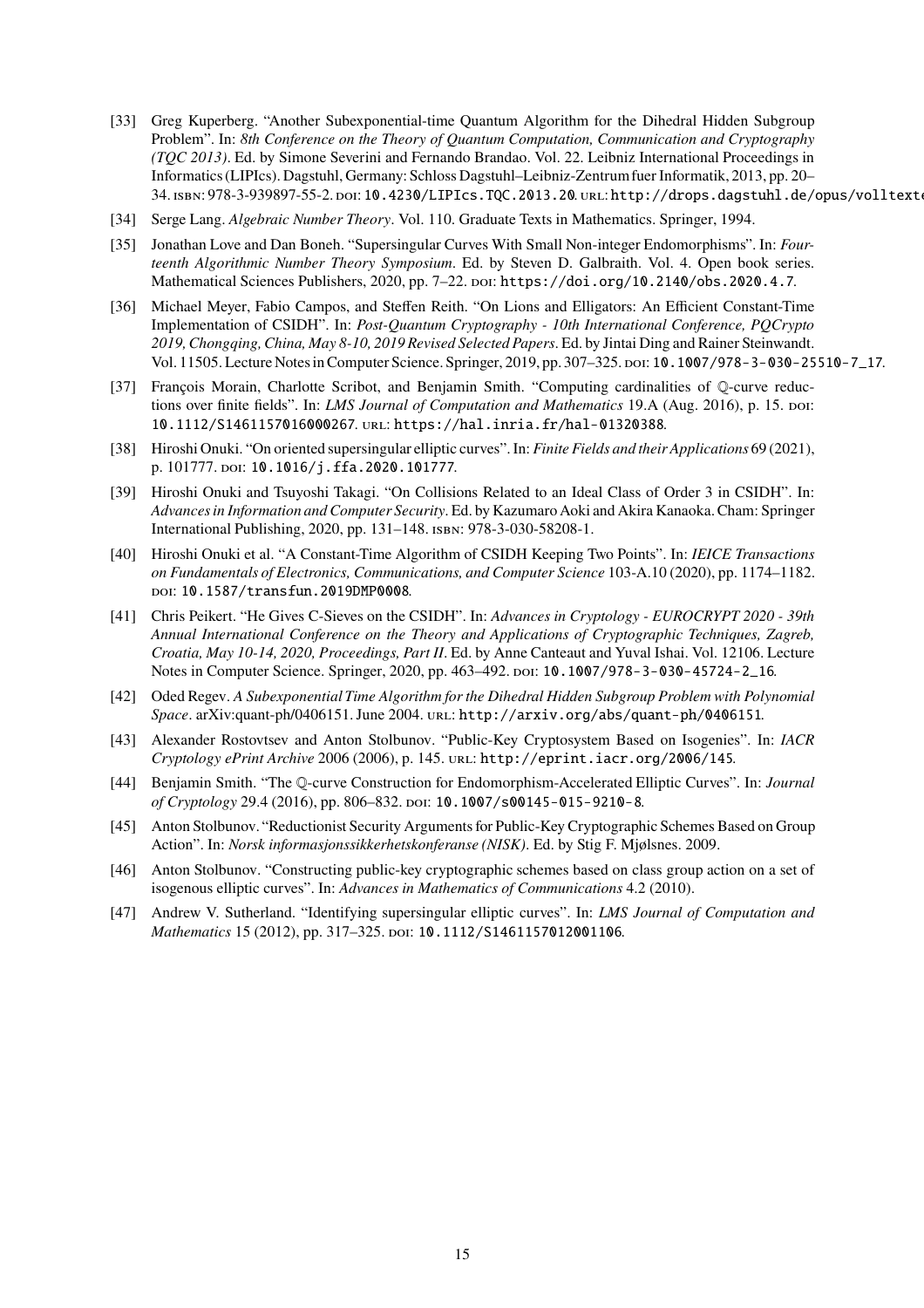[33] Greg Kuperberg. “Another Subexponential-time Quantum Algorithm for the Dihedral Hidden Subgroup Problem”. In: *8th Conference on the Theory of Quantum Computation, Communication and Cryptography (TQC 2013)*. Ed. by Simone Severini and Fernando Brandao. Vol. 22. Leibniz International Proceedings in Informatics (LIPIcs). Dagstuhl, Germany: Schloss Dagstuhl–Leibniz-Zentrum fuer Informatik, 2013, pp. 20–34. ISBN: 978-3-939897-55-2. DOI: 10.4230/LIPIcs.TQC.2013.20. URL: http://drops.dagstuhl.de/opus/volltexte

[34] Serge Lang. *Algebraic Number Theory*. Vol. 110. Graduate Texts in Mathematics. Springer, 1994.

[35] Jonathan Love and Dan Boneh. “Supersingular Curves With Small Non-integer Endomorphisms”. In: *Fourteenth Algorithmic Number Theory Symposium*. Ed. by Steven D. Galbraith. Vol. 4. Open book series. Mathematical Sciences Publishers, 2020, pp. 7–22. DOI: https://doi.org/10.2140/obs.2020.4.7.

[36] Michael Meyer, Fabio Campos, and Steffen Reith. “On Lions and Elligators: An Efficient Constant-Time Implementation of CSIDH”. In: *Post-Quantum Cryptography - 10th International Conference, PQCrypto 2019, Chongqing, China, May 8-10, 2019 Revised Selected Papers*. Ed. by Jintai Ding and Rainer Steinwandt. Vol. 11505. Lecture Notes in Computer Science. Springer, 2019, pp. 307–325. DOI: 10.1007/978-3-030-25510-7_17.

[37] François Morain, Charlotte Scribot, and Benjamin Smith. “Computing cardinalities of $\mathbb{Q}$-curve reductions over finite fields”. In: *LMS Journal of Computation and Mathematics* 19.A (Aug. 2016), p. 15. DOI: 10.1112/S1461157016000267. URL: https://hal.inria.fr/hal-01320388.

[38] Hiroshi Onuki. “On oriented supersingular elliptic curves”. In: *Finite Fields and their Applications* 69 (2021), p. 101777. DOI: 10.1016/j.ffa.2020.101777.

[39] Hiroshi Onuki and Tsuyoshi Takagi. “On Collisions Related to an Ideal Class of Order 3 in CSIDH”. In: *Advances in Information and Computer Security*. Ed. by Kazumaro Aoki and Akira Kanaoka. Cham: Springer International Publishing, 2020, pp. 131–148. ISBN: 978-3-030-58208-1.

[40] Hiroshi Onuki et al. “A Constant-Time Algorithm of CSIDH Keeping Two Points”. In: *IEICE Transactions on Fundamentals of Electronics, Communications, and Computer Science* 103-A.10 (2020), pp. 1174–1182. DOI: 10.1587/transfun.2019DMP0008.

[41] Chris Peikert. “He Gives C-Sieves on the CSIDH”. In: *Advances in Cryptology - EUROCRYPT 2020 - 39th Annual International Conference on the Theory and Applications of Cryptographic Techniques, Zagreb, Croatia, May 10-14, 2020, Proceedings, Part II*. Ed. by Anne Canteaut and Yuval Ishai. Vol. 12106. Lecture Notes in Computer Science. Springer, 2020, pp. 463–492. DOI: 10.1007/978-3-030-45724-2_16.

[42] Oded Regev. *A Subexponential Time Algorithm for the Dihedral Hidden Subgroup Problem with Polynomial Space*. arXiv:quant-ph/0406151. June 2004. URL: http://arxiv.org/abs/quant-ph/0406151.

[43] Alexander Rostovtsev and Anton Stolbunov. “Public-Key Cryptosystem Based on Isogenies”. In: *IACR Cryptology ePrint Archive* 2006 (2006), p. 145. URL: http://eprint.iacr.org/2006/145.

[44] Benjamin Smith. “The $\mathbb{Q}$-curve Construction for Endomorphism-Accelerated Elliptic Curves”. In: *Journal of Cryptology* 29.4 (2016), pp. 806–832. DOI: 10.1007/s00145-015-9210-8.

[45] Anton Stolbunov. “Reductionist Security Arguments for Public-Key Cryptographic Schemes Based on Group Action”. In: *Norsk informasjonssikkerhetskonferanse (NISK)*. Ed. by Stig F. Mjølsnes. 2009.

[46] Anton Stolbunov. “Constructing public-key cryptographic schemes based on class group action on a set of isogenous elliptic curves”. In: *Advances in Mathematics of Communications* 4.2 (2010).

[47] Andrew V. Sutherland. “Identifying supersingular elliptic curves”. In: *LMS Journal of Computation and Mathematics* 15 (2012), pp. 317–325. DOI: 10.1112/S1461157012001106.